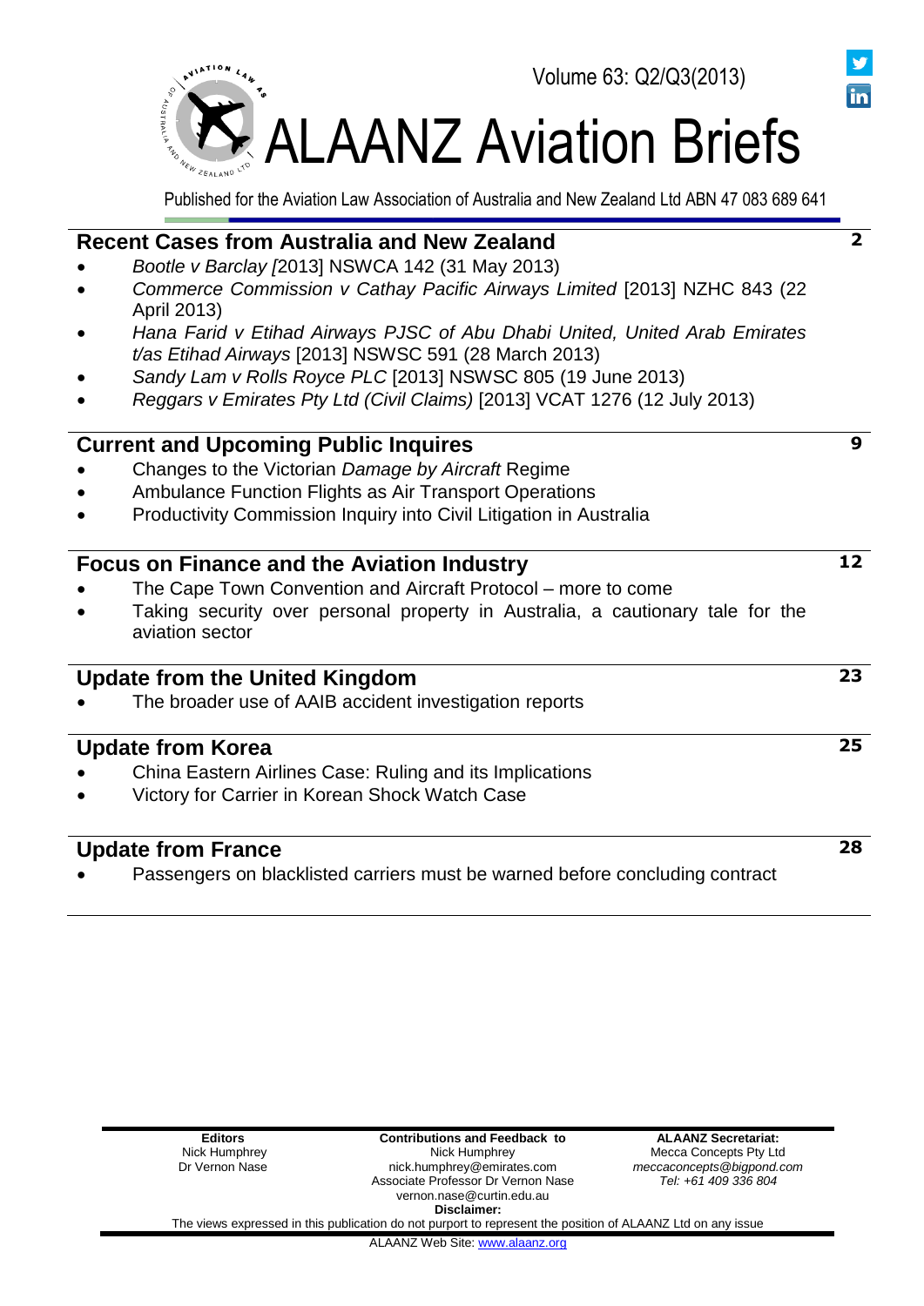Volume 63: Q2/Q3(2013)

# ALAANZ Aviation Briefs

Published for the Aviation Law Association of Australia and New Zealand Ltd ABN 47 083 689 641

## Recent Cases from Australia and New Zealand — 2

- *Bootle v Barclay [*2013] NSWCA 142 (31 May 2013)
- *Commerce Commission v Cathay Pacific Airways Limited* [2013] NZHC 843 (22 April 2013)
- *Hana Farid v Etihad Airways PJSC of Abu Dhabi United, United Arab Emirates t/as Etihad Airways* [2013] NSWSC 591 (28 March 2013)
- *Sandy Lam v Rolls Royce PLC* [2013] NSWSC 805 (19 June 2013)
- *Reggars v Emirates Pty Ltd (Civil Claims)* [2013] VCAT 1276 (12 July 2013)

## Current and Upcoming Public Inquires — 9

- Changes to the Victorian *Damage by Aircraft* Regime
- Ambulance Function Flights as Air Transport Operations
- Productivity Commission Inquiry into Civil Litigation in Australia

## Focus on Finance and the Aviation Industry — 12

- The Cape Town Convention and Aircraft Protocol – more to come
- Taking security over personal property in Australia, a cautionary tale for the aviation sector

## Update from the United Kingdom — 23

- The broader use of AAIB accident investigation reports

## Update from Korea — 25

- China Eastern Airlines Case: Ruling and its Implications
- Victory for Carrier in Korean Shock Watch Case

## Update from France — 28

- Passengers on blacklisted carriers must be warned before concluding contract

| **Editors** | **Contributions and Feedback to** | **ALAANZ Secretariat:** |
|---|---|---|
| Nick Humphrey<br>Dr Vernon Nase | Nick Humphrey<br>nick.humphrey@emirates.com<br>Associate Professor Dr Vernon Nase<br>vernon.nase@curtin.edu.au | Mecca Concepts Pty Ltd<br>*meccaconcepts@bigpond.com*<br>*Tel: +61 409 336 804* |

**Disclaimer:**
The views expressed in this publication do not purport to represent the position of ALAANZ Ltd on any issue

ALAANZ Web Site: www.alaanz.org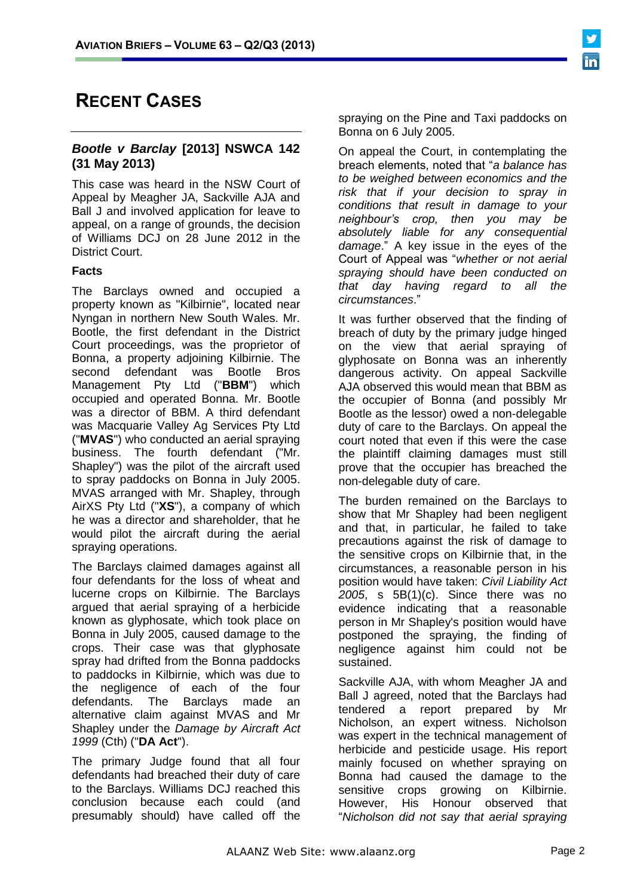# RECENT CASES

## *Bootle v Barclay* [2013] NSWCA 142 (31 May 2013)

This case was heard in the NSW Court of Appeal by Meagher JA, Sackville AJA and Ball J and involved application for leave to appeal, on a range of grounds, the decision of Williams DCJ on 28 June 2012 in the District Court.

### Facts

The Barclays owned and occupied a property known as "Kilbirnie", located near Nyngan in northern New South Wales. Mr. Bootle, the first defendant in the District Court proceedings, was the proprietor of Bonna, a property adjoining Kilbirnie. The second defendant was Bootle Bros Management Pty Ltd ("**BBM**") which occupied and operated Bonna. Mr. Bootle was a director of BBM. A third defendant was Macquarie Valley Ag Services Pty Ltd ("**MVAS**") who conducted an aerial spraying business. The fourth defendant ("Mr. Shapley") was the pilot of the aircraft used to spray paddocks on Bonna in July 2005. MVAS arranged with Mr. Shapley, through AirXS Pty Ltd ("**XS**"), a company of which he was a director and shareholder, that he would pilot the aircraft during the aerial spraying operations.

The Barclays claimed damages against all four defendants for the loss of wheat and lucerne crops on Kilbirnie. The Barclays argued that aerial spraying of a herbicide known as glyphosate, which took place on Bonna in July 2005, caused damage to the crops. Their case was that glyphosate spray had drifted from the Bonna paddocks to paddocks in Kilbirnie, which was due to the negligence of each of the four defendants. The Barclays made an alternative claim against MVAS and Mr Shapley under the *Damage by Aircraft Act 1999* (Cth) ("**DA Act**").

The primary Judge found that all four defendants had breached their duty of care to the Barclays. Williams DCJ reached this conclusion because each could (and presumably should) have called off the spraying on the Pine and Taxi paddocks on Bonna on 6 July 2005.

On appeal the Court, in contemplating the breach elements, noted that "*a balance has to be weighed between economics and the risk that if your decision to spray in conditions that result in damage to your neighbour's crop, then you may be absolutely liable for any consequential damage*." A key issue in the eyes of the Court of Appeal was "*whether or not aerial spraying should have been conducted on that day having regard to all the circumstances*."

It was further observed that the finding of breach of duty by the primary judge hinged on the view that aerial spraying of glyphosate on Bonna was an inherently dangerous activity. On appeal Sackville AJA observed this would mean that BBM as the occupier of Bonna (and possibly Mr Bootle as the lessor) owed a non-delegable duty of care to the Barclays. On appeal the court noted that even if this were the case the plaintiff claiming damages must still prove that the occupier has breached the non-delegable duty of care.

The burden remained on the Barclays to show that Mr Shapley had been negligent and that, in particular, he failed to take precautions against the risk of damage to the sensitive crops on Kilbirnie that, in the circumstances, a reasonable person in his position would have taken: *Civil Liability Act 2005*, s 5B(1)(c). Since there was no evidence indicating that a reasonable person in Mr Shapley's position would have postponed the spraying, the finding of negligence against him could not be sustained.

Sackville AJA, with whom Meagher JA and Ball J agreed, noted that the Barclays had tendered a report prepared by Mr Nicholson, an expert witness. Nicholson was expert in the technical management of herbicide and pesticide usage. His report mainly focused on whether spraying on Bonna had caused the damage to the sensitive crops growing on Kilbirnie. However, His Honour observed that "*Nicholson did not say that aerial spraying*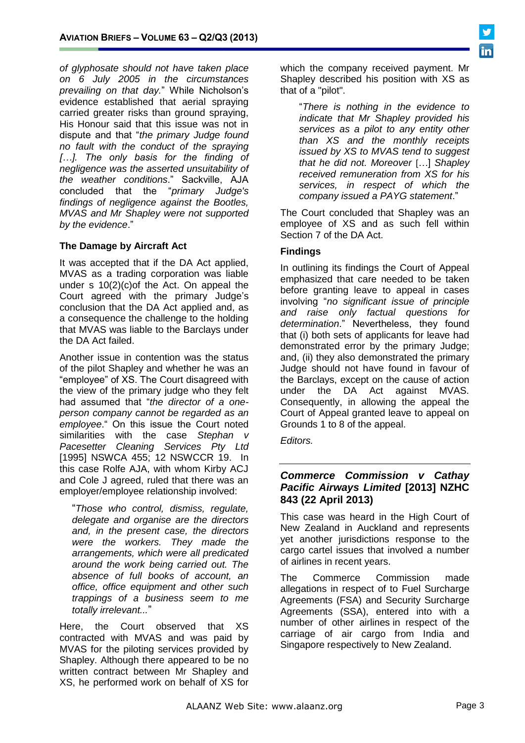*of glyphosate should not have taken place on 6 July 2005 in the circumstances prevailing on that day.*" While Nicholson's evidence established that aerial spraying carried greater risks than ground spraying, His Honour said that this issue was not in dispute and that "*the primary Judge found no fault with the conduct of the spraying […]. The only basis for the finding of negligence was the asserted unsuitability of the weather conditions*." Sackville, AJA concluded that the "*primary Judge's findings of negligence against the Bootles, MVAS and Mr Shapley were not supported by the evidence*."

### The Damage by Aircraft Act

It was accepted that if the DA Act applied, MVAS as a trading corporation was liable under s 10(2)(c)of the Act. On appeal the Court agreed with the primary Judge's conclusion that the DA Act applied and, as a consequence the challenge to the holding that MVAS was liable to the Barclays under the DA Act failed.

Another issue in contention was the status of the pilot Shapley and whether he was an "employee" of XS. The Court disagreed with the view of the primary judge who they felt had assumed that "*the director of a one-person company cannot be regarded as an employee*." On this issue the Court noted similarities with the case *Stephan v Pacesetter Cleaning Services Pty Ltd* [1995] NSWCA 455; 12 NSWCCR 19. In this case Rolfe AJA, with whom Kirby ACJ and Cole J agreed, ruled that there was an employer/employee relationship involved:

> "*Those who control, dismiss, regulate, delegate and organise are the directors and, in the present case, the directors were the workers. They made the arrangements, which were all predicated around the work being carried out. The absence of full books of account, an office, office equipment and other such trappings of a business seem to me totally irrelevant...*"

Here, the Court observed that XS contracted with MVAS and was paid by MVAS for the piloting services provided by Shapley. Although there appeared to be no written contract between Mr Shapley and XS, he performed work on behalf of XS for which the company received payment. Mr Shapley described his position with XS as that of a "pilot".

> "*There is nothing in the evidence to indicate that Mr Shapley provided his services as a pilot to any entity other than XS and the monthly receipts issued by XS to MVAS tend to suggest that he did not. Moreover* […] *Shapley received remuneration from XS for his services, in respect of which the company issued a PAYG statement*."

The Court concluded that Shapley was an employee of XS and as such fell within Section 7 of the DA Act.

### Findings

In outlining its findings the Court of Appeal emphasized that care needed to be taken before granting leave to appeal in cases involving "*no significant issue of principle and raise only factual questions for determination*." Nevertheless, they found that (i) both sets of applicants for leave had demonstrated error by the primary Judge; and, (ii) they also demonstrated the primary Judge should not have found in favour of the Barclays, except on the cause of action under the DA Act against MVAS. Consequently, in allowing the appeal the Court of Appeal granted leave to appeal on Grounds 1 to 8 of the appeal.

*Editors.*

## *Commerce Commission v Cathay Pacific Airways Limited* [2013] NZHC 843 (22 April 2013)

This case was heard in the High Court of New Zealand in Auckland and represents yet another jurisdictions response to the cargo cartel issues that involved a number of airlines in recent years.

The Commerce Commission made allegations in respect of to Fuel Surcharge Agreements (FSA) and Security Surcharge Agreements (SSA), entered into with a number of other airlines in respect of the carriage of air cargo from India and Singapore respectively to New Zealand.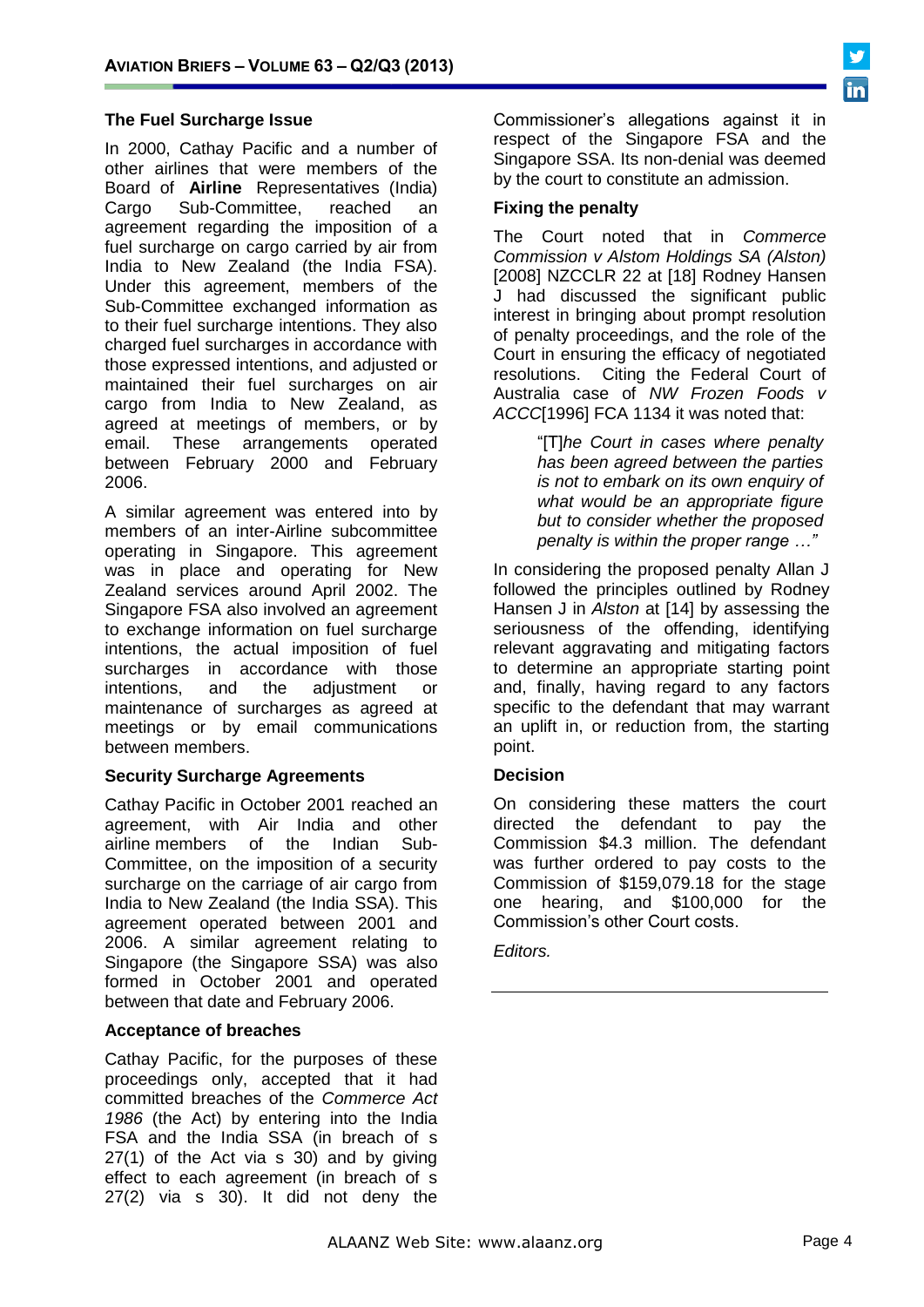### The Fuel Surcharge Issue

In 2000, Cathay Pacific and a number of other airlines that were members of the Board of **Airline** Representatives (India) Cargo Sub-Committee, reached an agreement regarding the imposition of a fuel surcharge on cargo carried by air from India to New Zealand (the India FSA). Under this agreement, members of the Sub-Committee exchanged information as to their fuel surcharge intentions. They also charged fuel surcharges in accordance with those expressed intentions, and adjusted or maintained their fuel surcharges on air cargo from India to New Zealand, as agreed at meetings of members, or by email. These arrangements operated between February 2000 and February 2006.

A similar agreement was entered into by members of an inter-Airline subcommittee operating in Singapore. This agreement was in place and operating for New Zealand services around April 2002. The Singapore FSA also involved an agreement to exchange information on fuel surcharge intentions, the actual imposition of fuel surcharges in accordance with those intentions, and the adjustment or maintenance of surcharges as agreed at meetings or by email communications between members.

### Security Surcharge Agreements

Cathay Pacific in October 2001 reached an agreement, with Air India and other airline members of the Indian Sub-Committee, on the imposition of a security surcharge on the carriage of air cargo from India to New Zealand (the India SSA). This agreement operated between 2001 and 2006. A similar agreement relating to Singapore (the Singapore SSA) was also formed in October 2001 and operated between that date and February 2006.

### Acceptance of breaches

Cathay Pacific, for the purposes of these proceedings only, accepted that it had committed breaches of the *Commerce Act 1986* (the Act) by entering into the India FSA and the India SSA (in breach of s 27(1) of the Act via s 30) and by giving effect to each agreement (in breach of s 27(2) via s 30). It did not deny the Commissioner's allegations against it in respect of the Singapore FSA and the Singapore SSA. Its non-denial was deemed by the court to constitute an admission.

### Fixing the penalty

The Court noted that in *Commerce Commission v Alstom Holdings SA (Alston)* [2008] NZCCLR 22 at [18] Rodney Hansen J had discussed the significant public interest in bringing about prompt resolution of penalty proceedings, and the role of the Court in ensuring the efficacy of negotiated resolutions. Citing the Federal Court of Australia case of *NW Frozen Foods v ACCC*[1996] FCA 1134 it was noted that:

> "[T]*he Court in cases where penalty has been agreed between the parties is not to embark on its own enquiry of what would be an appropriate figure but to consider whether the proposed penalty is within the proper range …"*

In considering the proposed penalty Allan J followed the principles outlined by Rodney Hansen J in *Alston* at [14] by assessing the seriousness of the offending, identifying relevant aggravating and mitigating factors to determine an appropriate starting point and, finally, having regard to any factors specific to the defendant that may warrant an uplift in, or reduction from, the starting point.

### Decision

On considering these matters the court directed the defendant to pay the Commission $4.3 million. The defendant was further ordered to pay costs to the Commission of $159,079.18 for the stage one hearing, and $100,000 for the Commission's other Court costs.

*Editors.*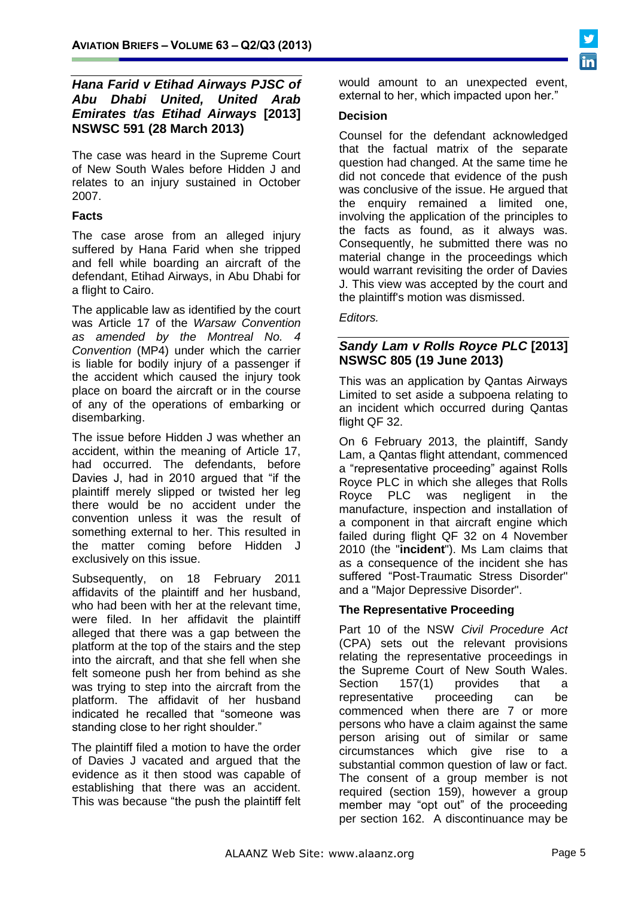## *Hana Farid v Etihad Airways PJSC of Abu Dhabi United, United Arab Emirates t/as Etihad Airways* [2013] NSWSC 591 (28 March 2013)

The case was heard in the Supreme Court of New South Wales before Hidden J and relates to an injury sustained in October 2007.

### Facts

The case arose from an alleged injury suffered by Hana Farid when she tripped and fell while boarding an aircraft of the defendant, Etihad Airways, in Abu Dhabi for a flight to Cairo.

The applicable law as identified by the court was Article 17 of the *Warsaw Convention as amended by the Montreal No. 4 Convention* (MP4) under which the carrier is liable for bodily injury of a passenger if the accident which caused the injury took place on board the aircraft or in the course of any of the operations of embarking or disembarking.

The issue before Hidden J was whether an accident, within the meaning of Article 17, had occurred. The defendants, before Davies J, had in 2010 argued that "if the plaintiff merely slipped or twisted her leg there would be no accident under the convention unless it was the result of something external to her. This resulted in the matter coming before Hidden J exclusively on this issue.

Subsequently, on 18 February 2011 affidavits of the plaintiff and her husband, who had been with her at the relevant time, were filed. In her affidavit the plaintiff alleged that there was a gap between the platform at the top of the stairs and the step into the aircraft, and that she fell when she felt someone push her from behind as she was trying to step into the aircraft from the platform. The affidavit of her husband indicated he recalled that "someone was standing close to her right shoulder."

The plaintiff filed a motion to have the order of Davies J vacated and argued that the evidence as it then stood was capable of establishing that there was an accident. This was because "the push the plaintiff felt would amount to an unexpected event, external to her, which impacted upon her."

### Decision

Counsel for the defendant acknowledged that the factual matrix of the separate question had changed. At the same time he did not concede that evidence of the push was conclusive of the issue. He argued that the enquiry remained a limited one, involving the application of the principles to the facts as found, as it always was. Consequently, he submitted there was no material change in the proceedings which would warrant revisiting the order of Davies J. This view was accepted by the court and the plaintiff's motion was dismissed.

*Editors.*

## *Sandy Lam v Rolls Royce PLC* [2013] NSWSC 805 (19 June 2013)

This was an application by Qantas Airways Limited to set aside a subpoena relating to an incident which occurred during Qantas flight QF 32.

On 6 February 2013, the plaintiff, Sandy Lam, a Qantas flight attendant, commenced a "representative proceeding" against Rolls Royce PLC in which she alleges that Rolls Royce PLC was negligent in the manufacture, inspection and installation of a component in that aircraft engine which failed during flight QF 32 on 4 November 2010 (the "**incident**"). Ms Lam claims that as a consequence of the incident she has suffered "Post-Traumatic Stress Disorder" and a "Major Depressive Disorder".

### The Representative Proceeding

Part 10 of the NSW *Civil Procedure Act* (CPA) sets out the relevant provisions relating the representative proceedings in the Supreme Court of New South Wales. Section 157(1) provides that a representative proceeding can be commenced when there are 7 or more persons who have a claim against the same person arising out of similar or same circumstances which give rise to a substantial common question of law or fact. The consent of a group member is not required (section 159), however a group member may "opt out" of the proceeding per section 162. A discontinuance may be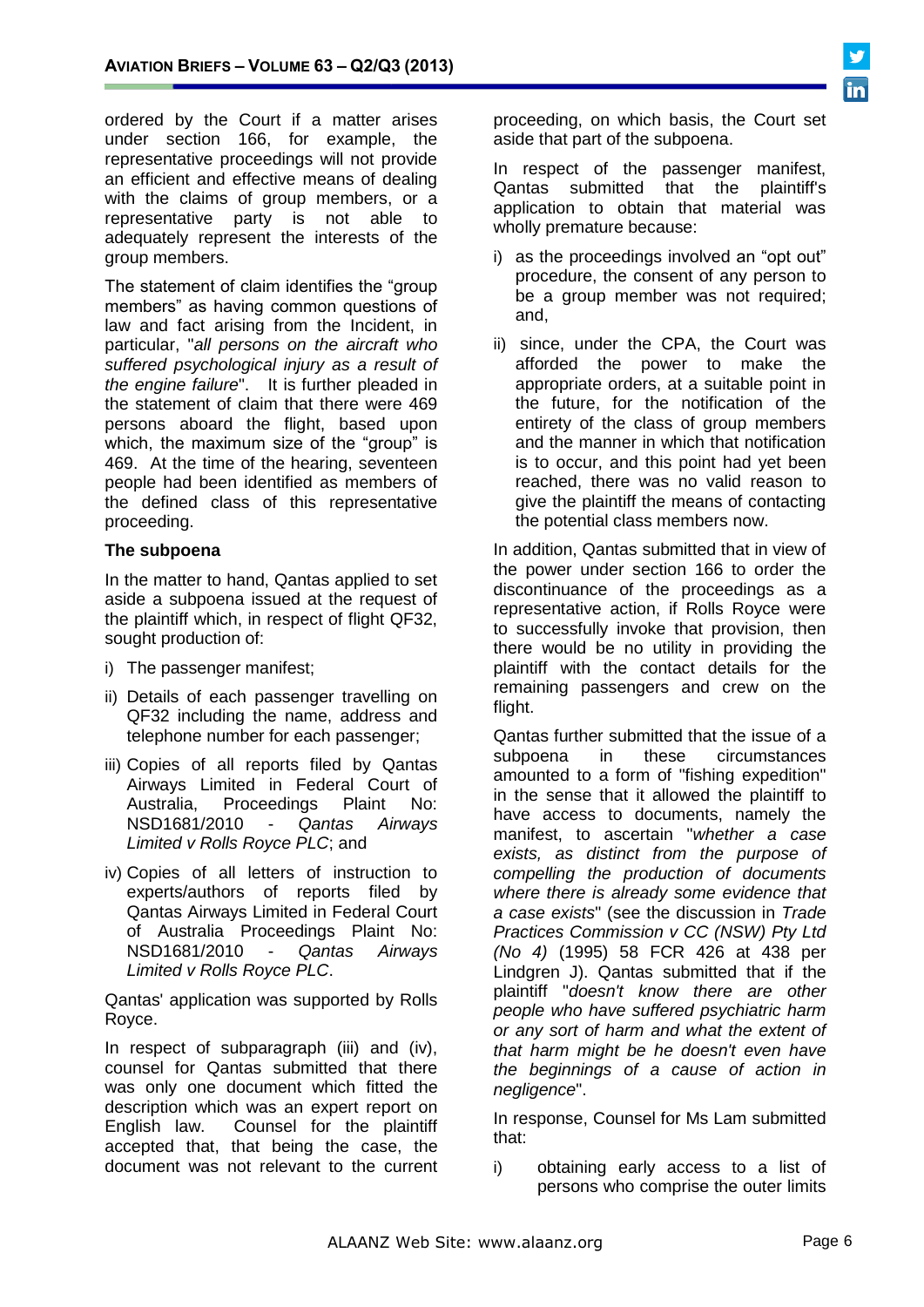ordered by the Court if a matter arises under section 166, for example, the representative proceedings will not provide an efficient and effective means of dealing with the claims of group members, or a representative party is not able to adequately represent the interests of the group members.

The statement of claim identifies the "group members" as having common questions of law and fact arising from the Incident, in particular, "*all persons on the aircraft who suffered psychological injury as a result of the engine failure*". It is further pleaded in the statement of claim that there were 469 persons aboard the flight, based upon which, the maximum size of the "group" is 469. At the time of the hearing, seventeen people had been identified as members of the defined class of this representative proceeding.

**The subpoena**

In the matter to hand, Qantas applied to set aside a subpoena issued at the request of the plaintiff which, in respect of flight QF32, sought production of:

i) The passenger manifest;

ii) Details of each passenger travelling on QF32 including the name, address and telephone number for each passenger;

iii) Copies of all reports filed by Qantas Airways Limited in Federal Court of Australia, Proceedings Plaint No: NSD1681/2010 - *Qantas Airways Limited v Rolls Royce PLC*; and

iv) Copies of all letters of instruction to experts/authors of reports filed by Qantas Airways Limited in Federal Court of Australia Proceedings Plaint No: NSD1681/2010 - *Qantas Airways Limited v Rolls Royce PLC*.

Qantas' application was supported by Rolls Royce.

In respect of subparagraph (iii) and (iv), counsel for Qantas submitted that there was only one document which fitted the description which was an expert report on English law. Counsel for the plaintiff accepted that, that being the case, the document was not relevant to the current proceeding, on which basis, the Court set aside that part of the subpoena.

In respect of the passenger manifest, Qantas submitted that the plaintiff's application to obtain that material was wholly premature because:

i) as the proceedings involved an "opt out" procedure, the consent of any person to be a group member was not required; and,

ii) since, under the CPA, the Court was afforded the power to make the appropriate orders, at a suitable point in the future, for the notification of the entirety of the class of group members and the manner in which that notification is to occur, and this point had yet been reached, there was no valid reason to give the plaintiff the means of contacting the potential class members now.

In addition, Qantas submitted that in view of the power under section 166 to order the discontinuance of the proceedings as a representative action, if Rolls Royce were to successfully invoke that provision, then there would be no utility in providing the plaintiff with the contact details for the remaining passengers and crew on the flight.

Qantas further submitted that the issue of a subpoena in these circumstances amounted to a form of "fishing expedition" in the sense that it allowed the plaintiff to have access to documents, namely the manifest, to ascertain "*whether a case exists, as distinct from the purpose of compelling the production of documents where there is already some evidence that a case exists*" (see the discussion in *Trade Practices Commission v CC (NSW) Pty Ltd (No 4)* (1995) 58 FCR 426 at 438 per Lindgren J). Qantas submitted that if the plaintiff "*doesn't know there are other people who have suffered psychiatric harm or any sort of harm and what the extent of that harm might be he doesn't even have the beginnings of a cause of action in negligence*".

In response, Counsel for Ms Lam submitted that:

i) obtaining early access to a list of persons who comprise the outer limits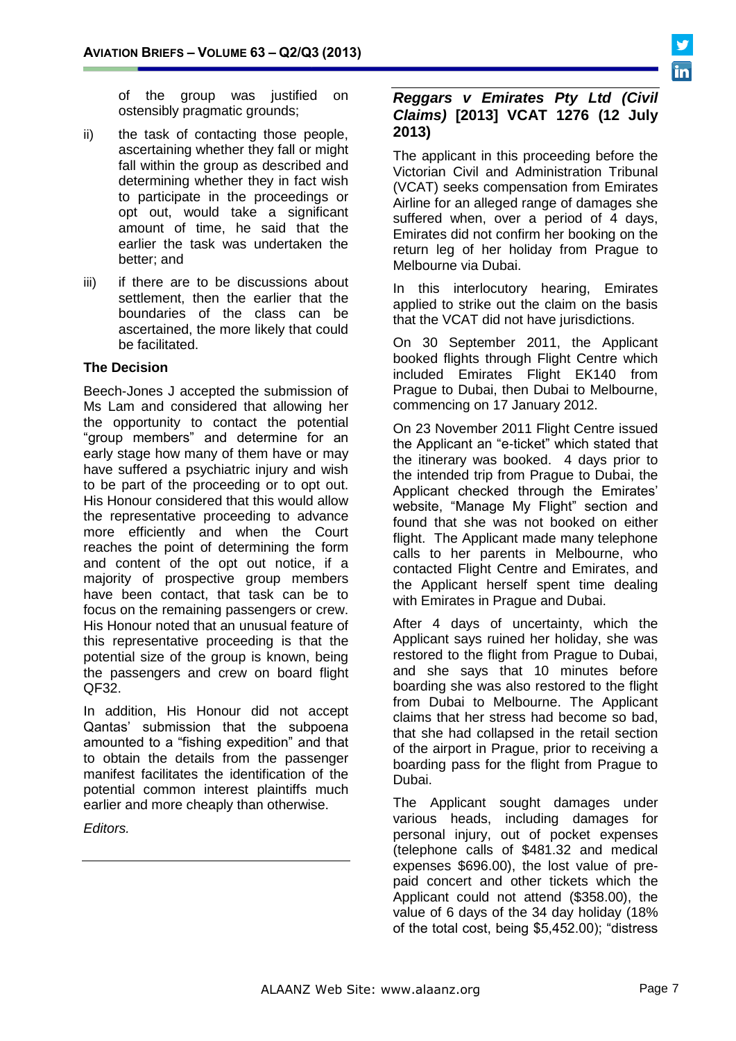of the group was justified on ostensibly pragmatic grounds;

ii) the task of contacting those people, ascertaining whether they fall or might fall within the group as described and determining whether they in fact wish to participate in the proceedings or opt out, would take a significant amount of time, he said that the earlier the task was undertaken the better; and

iii) if there are to be discussions about settlement, then the earlier that the boundaries of the class can be ascertained, the more likely that could be facilitated.

**The Decision**

Beech-Jones J accepted the submission of Ms Lam and considered that allowing her the opportunity to contact the potential "group members" and determine for an early stage how many of them have or may have suffered a psychiatric injury and wish to be part of the proceeding or to opt out. His Honour considered that this would allow the representative proceeding to advance more efficiently and when the Court reaches the point of determining the form and content of the opt out notice, if a majority of prospective group members have been contact, that task can be to focus on the remaining passengers or crew. His Honour noted that an unusual feature of this representative proceeding is that the potential size of the group is known, being the passengers and crew on board flight QF32.

In addition, His Honour did not accept Qantas' submission that the subpoena amounted to a "fishing expedition" and that to obtain the details from the passenger manifest facilitates the identification of the potential common interest plaintiffs much earlier and more cheaply than otherwise.

*Editors.*

---

## *Reggars v Emirates Pty Ltd (Civil Claims)* [2013] VCAT 1276 (12 July 2013)

The applicant in this proceeding before the Victorian Civil and Administration Tribunal (VCAT) seeks compensation from Emirates Airline for an alleged range of damages she suffered when, over a period of 4 days, Emirates did not confirm her booking on the return leg of her holiday from Prague to Melbourne via Dubai.

In this interlocutory hearing, Emirates applied to strike out the claim on the basis that the VCAT did not have jurisdictions.

On 30 September 2011, the Applicant booked flights through Flight Centre which included Emirates Flight EK140 from Prague to Dubai, then Dubai to Melbourne, commencing on 17 January 2012.

On 23 November 2011 Flight Centre issued the Applicant an "e-ticket" which stated that the itinerary was booked. 4 days prior to the intended trip from Prague to Dubai, the Applicant checked through the Emirates' website, "Manage My Flight" section and found that she was not booked on either flight. The Applicant made many telephone calls to her parents in Melbourne, who contacted Flight Centre and Emirates, and the Applicant herself spent time dealing with Emirates in Prague and Dubai.

After 4 days of uncertainty, which the Applicant says ruined her holiday, she was restored to the flight from Prague to Dubai, and she says that 10 minutes before boarding she was also restored to the flight from Dubai to Melbourne. The Applicant claims that her stress had become so bad, that she had collapsed in the retail section of the airport in Prague, prior to receiving a boarding pass for the flight from Prague to Dubai.

The Applicant sought damages under various heads, including damages for personal injury, out of pocket expenses (telephone calls of $481.32 and medical expenses $696.00), the lost value of pre-paid concert and other tickets which the Applicant could not attend ($358.00), the value of 6 days of the 34 day holiday (18% of the total cost, being $5,452.00); "distress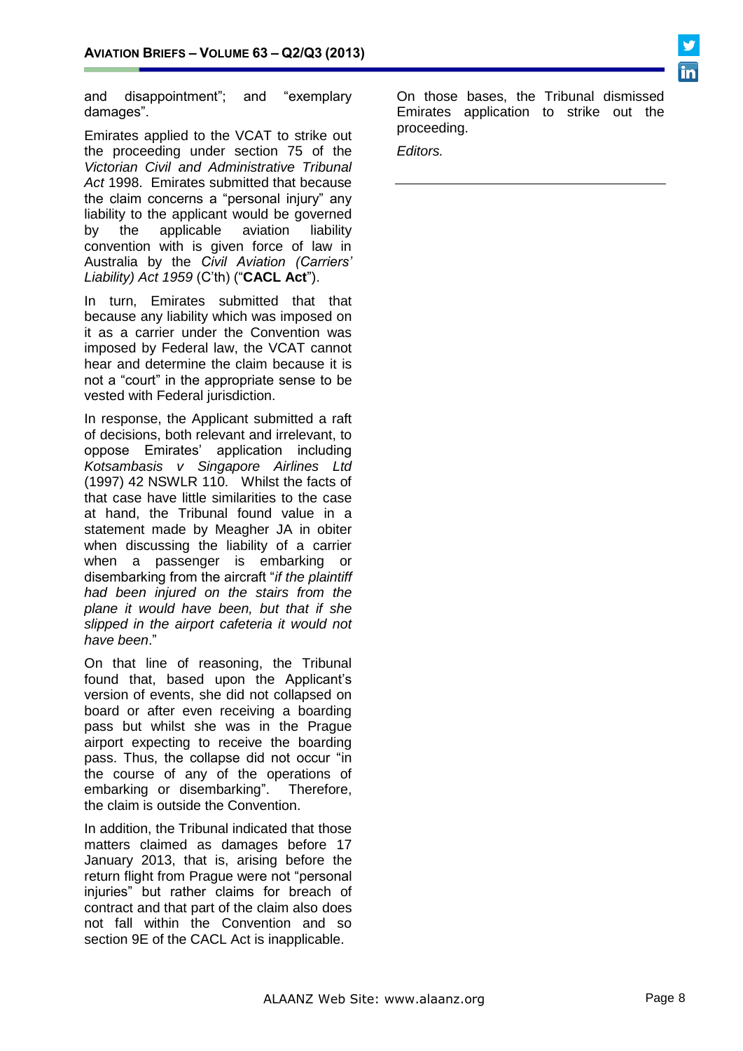and disappointment"; and "exemplary damages".

Emirates applied to the VCAT to strike out the proceeding under section 75 of the *Victorian Civil and Administrative Tribunal Act* 1998. Emirates submitted that because the claim concerns a "personal injury" any liability to the applicant would be governed by the applicable aviation liability convention with is given force of law in Australia by the *Civil Aviation (Carriers' Liability) Act 1959* (C'th) ("**CACL Act**").

In turn, Emirates submitted that that because any liability which was imposed on it as a carrier under the Convention was imposed by Federal law, the VCAT cannot hear and determine the claim because it is not a "court" in the appropriate sense to be vested with Federal jurisdiction.

In response, the Applicant submitted a raft of decisions, both relevant and irrelevant, to oppose Emirates' application including *Kotsambasis v Singapore Airlines Ltd* (1997) 42 NSWLR 110. Whilst the facts of that case have little similarities to the case at hand, the Tribunal found value in a statement made by Meagher JA in obiter when discussing the liability of a carrier when a passenger is embarking or disembarking from the aircraft "*if the plaintiff had been injured on the stairs from the plane it would have been, but that if she slipped in the airport cafeteria it would not have been*."

On that line of reasoning, the Tribunal found that, based upon the Applicant's version of events, she did not collapsed on board or after even receiving a boarding pass but whilst she was in the Prague airport expecting to receive the boarding pass. Thus, the collapse did not occur "in the course of any of the operations of embarking or disembarking". Therefore, the claim is outside the Convention.

In addition, the Tribunal indicated that those matters claimed as damages before 17 January 2013, that is, arising before the return flight from Prague were not "personal injuries" but rather claims for breach of contract and that part of the claim also does not fall within the Convention and so section 9E of the CACL Act is inapplicable.

On those bases, the Tribunal dismissed Emirates application to strike out the proceeding.

*Editors.*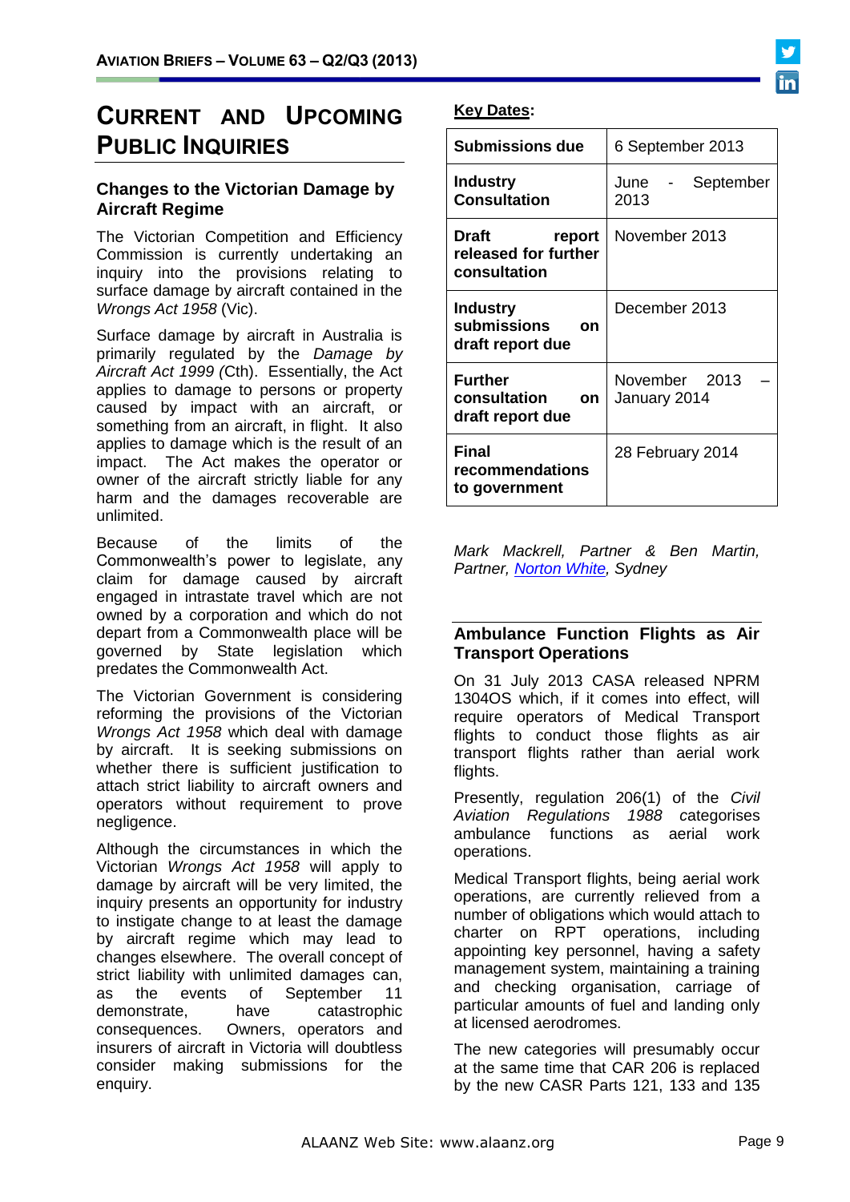# Current and Upcoming Public Inquiries

## Changes to the Victorian Damage by Aircraft Regime

The Victorian Competition and Efficiency Commission is currently undertaking an inquiry into the provisions relating to surface damage by aircraft contained in the *Wrongs Act 1958* (Vic).

Surface damage by aircraft in Australia is primarily regulated by the *Damage by Aircraft Act 1999 (*Cth). Essentially, the Act applies to damage to persons or property caused by impact with an aircraft, or something from an aircraft, in flight. It also applies to damage which is the result of an impact. The Act makes the operator or owner of the aircraft strictly liable for any harm and the damages recoverable are unlimited.

Because of the limits of the Commonwealth's power to legislate, any claim for damage caused by aircraft engaged in intrastate travel which are not owned by a corporation and which do not depart from a Commonwealth place will be governed by State legislation which predates the Commonwealth Act.

The Victorian Government is considering reforming the provisions of the Victorian *Wrongs Act 1958* which deal with damage by aircraft. It is seeking submissions on whether there is sufficient justification to attach strict liability to aircraft owners and operators without requirement to prove negligence.

Although the circumstances in which the Victorian *Wrongs Act 1958* will apply to damage by aircraft will be very limited, the inquiry presents an opportunity for industry to instigate change to at least the damage by aircraft regime which may lead to changes elsewhere. The overall concept of strict liability with unlimited damages can, as the events of September 11 demonstrate, have catastrophic consequences. Owners, operators and insurers of aircraft in Victoria will doubtless consider making submissions for the enquiry.

**Key Dates:**

| | |
|---|---|
| **Submissions due** | 6 September 2013 |
| **Industry Consultation** | June - September 2013 |
| **Draft report released for further consultation** | November 2013 |
| **Industry submissions on draft report due** | December 2013 |
| **Further consultation on draft report due** | November 2013 – January 2014 |
| **Final recommendations to government** | 28 February 2014 |

*Mark Mackrell, Partner & Ben Martin, Partner, Norton White, Sydney*

## Ambulance Function Flights as Air Transport Operations

On 31 July 2013 CASA released NPRM 1304OS which, if it comes into effect, will require operators of Medical Transport flights to conduct those flights as air transport flights rather than aerial work flights.

Presently, regulation 206(1) of the *Civil Aviation Regulations 1988* categorises ambulance functions as aerial work operations.

Medical Transport flights, being aerial work operations, are currently relieved from a number of obligations which would attach to charter on RPT operations, including appointing key personnel, having a safety management system, maintaining a training and checking organisation, carriage of particular amounts of fuel and landing only at licensed aerodromes.

The new categories will presumably occur at the same time that CAR 206 is replaced by the new CASR Parts 121, 133 and 135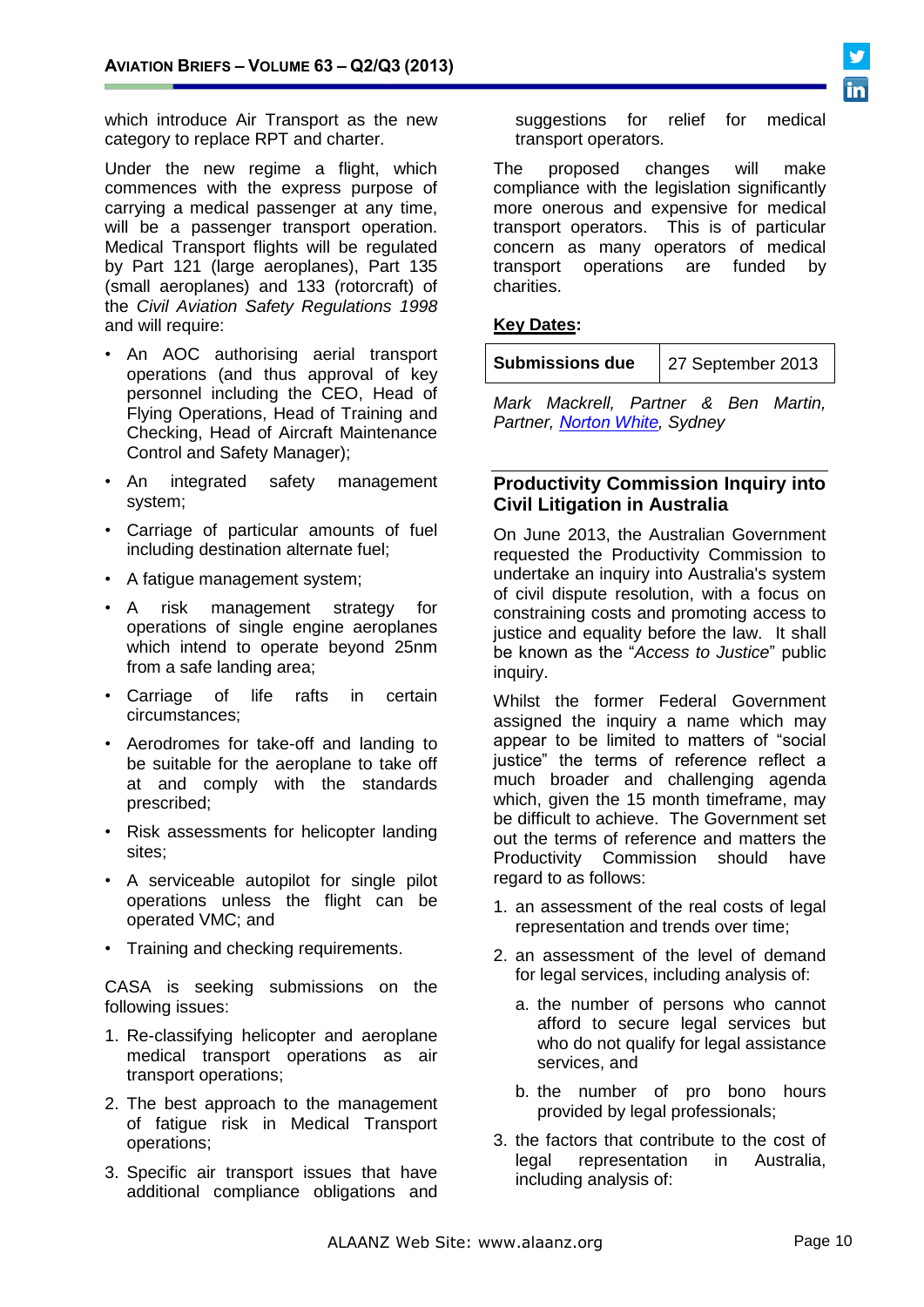which introduce Air Transport as the new category to replace RPT and charter.

Under the new regime a flight, which commences with the express purpose of carrying a medical passenger at any time, will be a passenger transport operation. Medical Transport flights will be regulated by Part 121 (large aeroplanes), Part 135 (small aeroplanes) and 133 (rotorcraft) of the *Civil Aviation Safety Regulations 1998* and will require:

- An AOC authorising aerial transport operations (and thus approval of key personnel including the CEO, Head of Flying Operations, Head of Training and Checking, Head of Aircraft Maintenance Control and Safety Manager);
- An integrated safety management system;
- Carriage of particular amounts of fuel including destination alternate fuel;
- A fatigue management system;
- A risk management strategy for operations of single engine aeroplanes which intend to operate beyond 25nm from a safe landing area;
- Carriage of life rafts in certain circumstances;
- Aerodromes for take-off and landing to be suitable for the aeroplane to take off at and comply with the standards prescribed;
- Risk assessments for helicopter landing sites;
- A serviceable autopilot for single pilot operations unless the flight can be operated VMC; and
- Training and checking requirements.

CASA is seeking submissions on the following issues:

1. Re-classifying helicopter and aeroplane medical transport operations as air transport operations;
2. The best approach to the management of fatigue risk in Medical Transport operations;
3. Specific air transport issues that have additional compliance obligations and suggestions for relief for medical transport operators.

The proposed changes will make compliance with the legislation significantly more onerous and expensive for medical transport operators. This is of particular concern as many operators of medical transport operations are funded by charities.

**Key Dates:**

| **Submissions due** | 27 September 2013 |
|---|---|

*Mark Mackrell, Partner & Ben Martin, Partner, Norton White, Sydney*

## Productivity Commission Inquiry into Civil Litigation in Australia

On June 2013, the Australian Government requested the Productivity Commission to undertake an inquiry into Australia's system of civil dispute resolution, with a focus on constraining costs and promoting access to justice and equality before the law. It shall be known as the "*Access to Justice*" public inquiry.

Whilst the former Federal Government assigned the inquiry a name which may appear to be limited to matters of "social justice" the terms of reference reflect a much broader and challenging agenda which, given the 15 month timeframe, may be difficult to achieve. The Government set out the terms of reference and matters the Productivity Commission should have regard to as follows:

1. an assessment of the real costs of legal representation and trends over time;
2. an assessment of the level of demand for legal services, including analysis of:
   a. the number of persons who cannot afford to secure legal services but who do not qualify for legal assistance services, and
   b. the number of pro bono hours provided by legal professionals;
3. the factors that contribute to the cost of legal representation in Australia, including analysis of: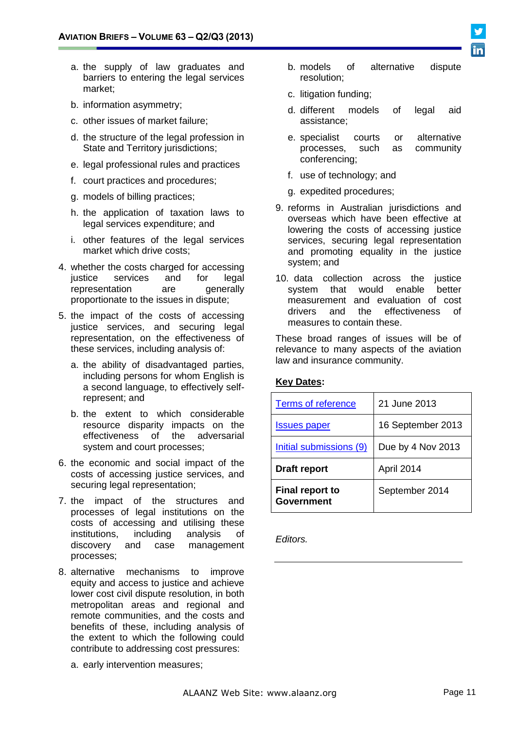a. the supply of law graduates and barriers to entering the legal services market;

b. information asymmetry;

c. other issues of market failure;

d. the structure of the legal profession in State and Territory jurisdictions;

e. legal professional rules and practices

f. court practices and procedures;

g. models of billing practices;

h. the application of taxation laws to legal services expenditure; and

i. other features of the legal services market which drive costs;

4. whether the costs charged for accessing justice services and for legal representation are generally proportionate to the issues in dispute;

5. the impact of the costs of accessing justice services, and securing legal representation, on the effectiveness of these services, including analysis of:

   a. the ability of disadvantaged parties, including persons for whom English is a second language, to effectively self-represent; and

   b. the extent to which considerable resource disparity impacts on the effectiveness of the adversarial system and court processes;

6. the economic and social impact of the costs of accessing justice services, and securing legal representation;

7. the impact of the structures and processes of legal institutions on the costs of accessing and utilising these institutions, including analysis of discovery and case management processes;

8. alternative mechanisms to improve equity and access to justice and achieve lower cost civil dispute resolution, in both metropolitan areas and regional and remote communities, and the costs and benefits of these, including analysis of the extent to which the following could contribute to addressing cost pressures:

   a. early intervention measures;

   b. models of alternative dispute resolution;

   c. litigation funding;

   d. different models of legal aid assistance;

   e. specialist courts or alternative processes, such as community conferencing;

   f. use of technology; and

   g. expedited procedures;

9. reforms in Australian jurisdictions and overseas which have been effective at lowering the costs of accessing justice services, securing legal representation and promoting equality in the justice system; and

10. data collection across the justice system that would enable better measurement and evaluation of cost drivers and the effectiveness of measures to contain these.

These broad ranges of issues will be of relevance to many aspects of the aviation law and insurance community.

**Key Dates:**

| | |
|---|---|
| Terms of reference | 21 June 2013 |
| Issues paper | 16 September 2013 |
| Initial submissions (9) | Due by 4 Nov 2013 |
| **Draft report** | April 2014 |
| **Final report to Government** | September 2014 |

*Editors.*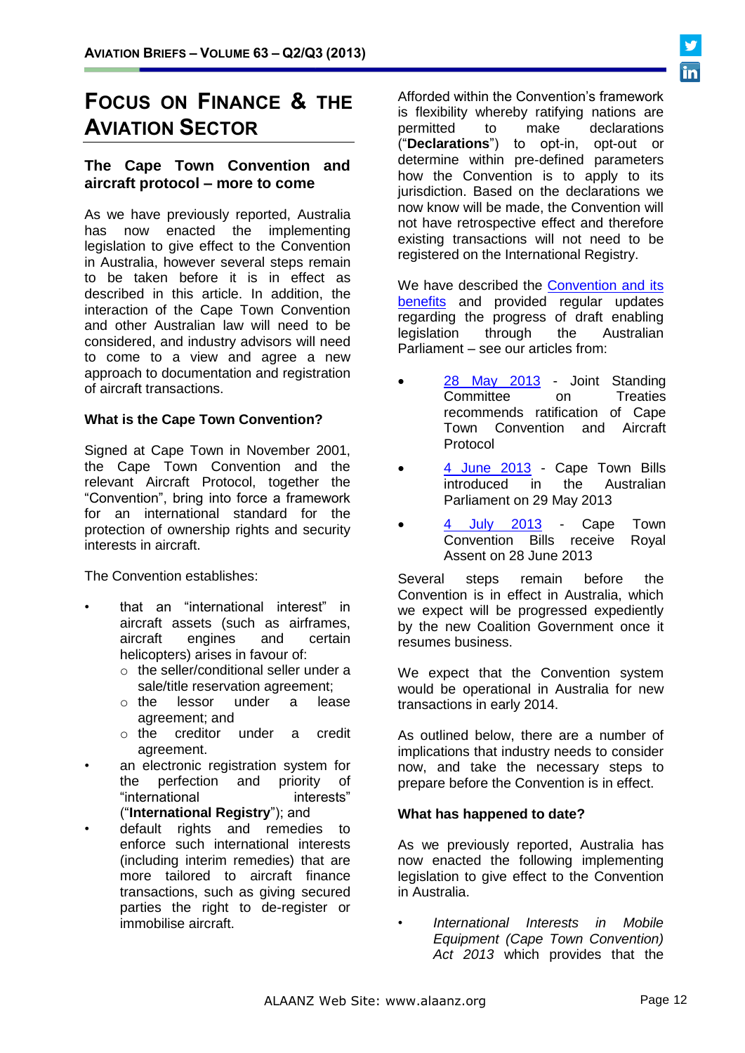# Focus on Finance & the Aviation Sector

## The Cape Town Convention and aircraft protocol – more to come

As we have previously reported, Australia has now enacted the implementing legislation to give effect to the Convention in Australia, however several steps remain to be taken before it is in effect as described in this article. In addition, the interaction of the Cape Town Convention and other Australian law will need to be considered, and industry advisors will need to come to a view and agree a new approach to documentation and registration of aircraft transactions.

### What is the Cape Town Convention?

Signed at Cape Town in November 2001, the Cape Town Convention and the relevant Aircraft Protocol, together the "Convention", bring into force a framework for an international standard for the protection of ownership rights and security interests in aircraft.

The Convention establishes:

- that an "international interest" in aircraft assets (such as airframes, aircraft engines and certain helicopters) arises in favour of:
  - the seller/conditional seller under a sale/title reservation agreement;
  - the lessor under a lease agreement; and
  - the creditor under a credit agreement.
- an electronic registration system for the perfection and priority of "international interests" ("**International Registry**"); and
- default rights and remedies to enforce such international interests (including interim remedies) that are more tailored to aircraft finance transactions, such as giving secured parties the right to de-register or immobilise aircraft.

Afforded within the Convention's framework is flexibility whereby ratifying nations are permitted to make declarations ("**Declarations**") to opt-in, opt-out or determine within pre-defined parameters how the Convention is to apply to its jurisdiction. Based on the declarations we now know will be made, the Convention will not have retrospective effect and therefore existing transactions will not need to be registered on the International Registry.

We have described the Convention and its benefits and provided regular updates regarding the progress of draft enabling legislation through the Australian Parliament – see our articles from:

- 28 May 2013 - Joint Standing Committee on Treaties recommends ratification of Cape Town Convention and Aircraft Protocol
- 4 June 2013 - Cape Town Bills introduced in the Australian Parliament on 29 May 2013
- 4 July 2013 - Cape Town Convention Bills receive Royal Assent on 28 June 2013

Several steps remain before the Convention is in effect in Australia, which we expect will be progressed expediently by the new Coalition Government once it resumes business.

We expect that the Convention system would be operational in Australia for new transactions in early 2014.

As outlined below, there are a number of implications that industry needs to consider now, and take the necessary steps to prepare before the Convention is in effect.

### What has happened to date?

As we previously reported, Australia has now enacted the following implementing legislation to give effect to the Convention in Australia.

- *International Interests in Mobile Equipment (Cape Town Convention) Act 2013* which provides that the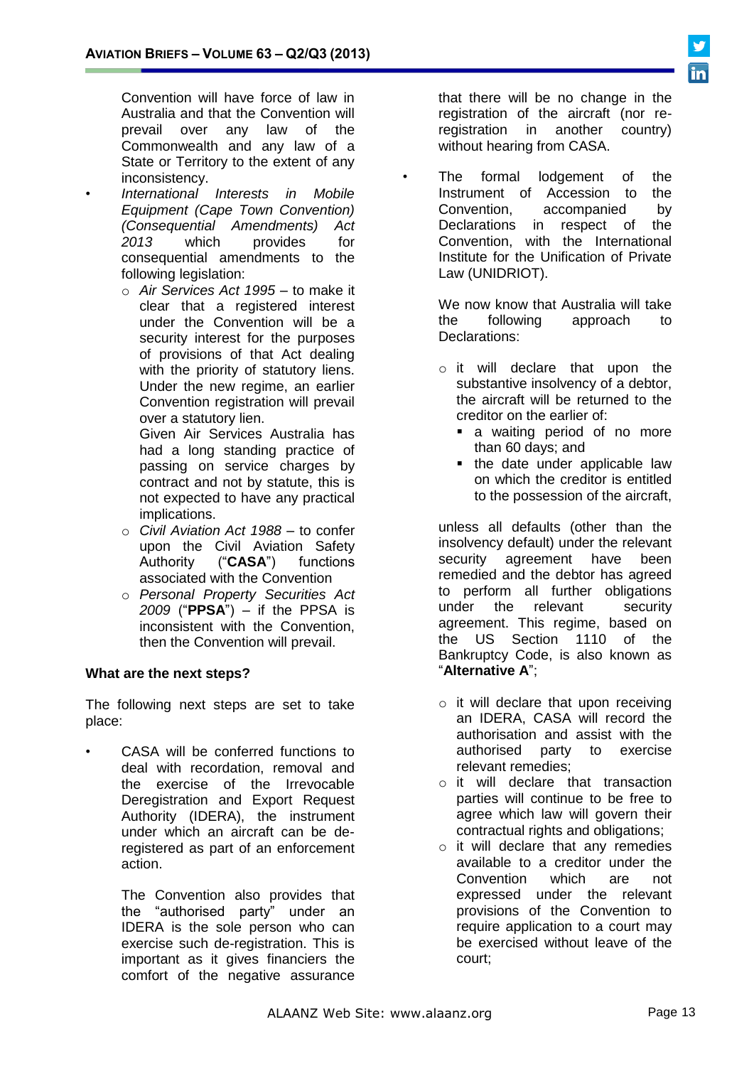Convention will have force of law in Australia and that the Convention will prevail over any law of the Commonwealth and any law of a State or Territory to the extent of any inconsistency.

- *International Interests in Mobile Equipment (Cape Town Convention) (Consequential Amendments) Act 2013* which provides for consequential amendments to the following legislation:
  - *Air Services Act 1995* – to make it clear that a registered interest under the Convention will be a security interest for the purposes of provisions of that Act dealing with the priority of statutory liens. Under the new regime, an earlier Convention registration will prevail over a statutory lien.

    Given Air Services Australia has had a long standing practice of passing on service charges by contract and not by statute, this is not expected to have any practical implications.
  - *Civil Aviation Act 1988* – to confer upon the Civil Aviation Safety Authority ("**CASA**") functions associated with the Convention
  - *Personal Property Securities Act 2009* ("**PPSA**") – if the PPSA is inconsistent with the Convention, then the Convention will prevail.

**What are the next steps?**

The following next steps are set to take place:

- CASA will be conferred functions to deal with recordation, removal and the exercise of the Irrevocable Deregistration and Export Request Authority (IDERA), the instrument under which an aircraft can be de-registered as part of an enforcement action.

  The Convention also provides that the "authorised party" under an IDERA is the sole person who can exercise such de-registration. This is important as it gives financiers the comfort of the negative assurance that there will be no change in the registration of the aircraft (nor re-registration in another country) without hearing from CASA.

- The formal lodgement of the Instrument of Accession to the Convention, accompanied by Declarations in respect of the Convention, with the International Institute for the Unification of Private Law (UNIDRIOT).

  We now know that Australia will take the following approach to Declarations:

  - it will declare that upon the substantive insolvency of a debtor, the aircraft will be returned to the creditor on the earlier of:
    - a waiting period of no more than 60 days; and
    - the date under applicable law on which the creditor is entitled to the possession of the aircraft,

  unless all defaults (other than the insolvency default) under the relevant security agreement have been remedied and the debtor has agreed to perform all further obligations under the relevant security agreement. This regime, based on the US Section 1110 of the Bankruptcy Code, is also known as "**Alternative A**";

  - it will declare that upon receiving an IDERA, CASA will record the authorisation and assist with the authorised party to exercise relevant remedies;
  - it will declare that transaction parties will continue to be free to agree which law will govern their contractual rights and obligations;
  - it will declare that any remedies available to a creditor under the Convention which are not expressed under the relevant provisions of the Convention to require application to a court may be exercised without leave of the court;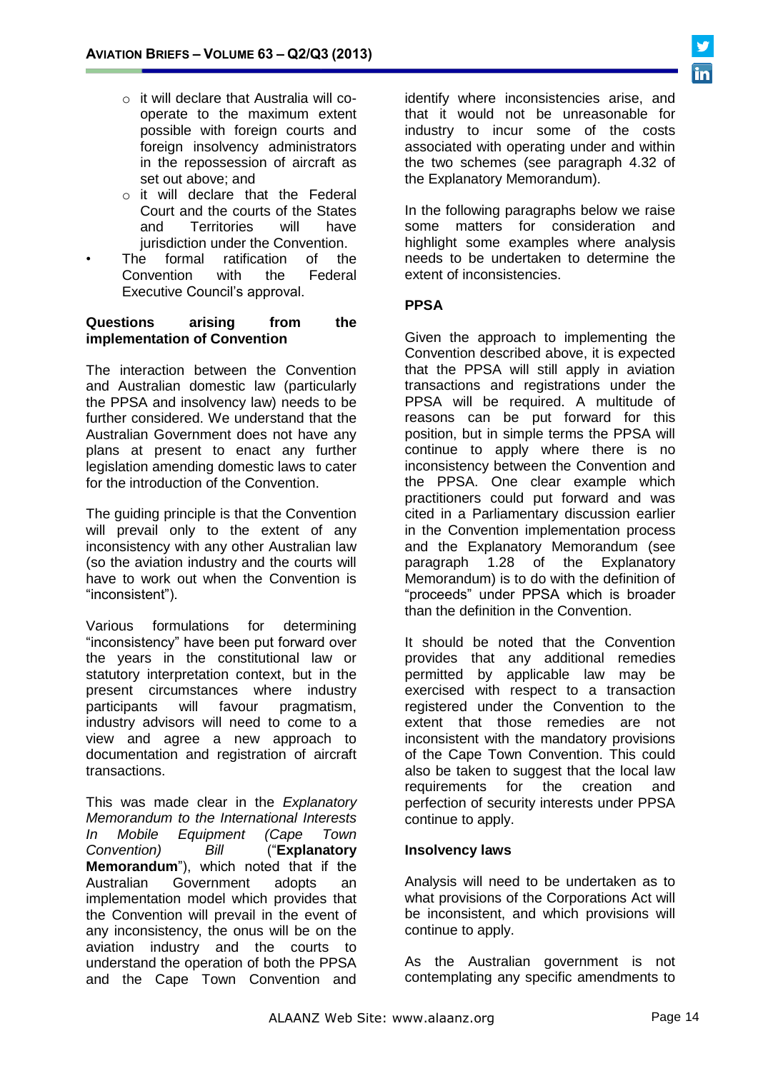- it will declare that Australia will co-operate to the maximum extent possible with foreign courts and foreign insolvency administrators in the repossession of aircraft as set out above; and
- it will declare that the Federal Court and the courts of the States and Territories will have jurisdiction under the Convention.

- The formal ratification of the Convention with the Federal Executive Council's approval.

**Questions arising from the implementation of Convention**

The interaction between the Convention and Australian domestic law (particularly the PPSA and insolvency law) needs to be further considered. We understand that the Australian Government does not have any plans at present to enact any further legislation amending domestic laws to cater for the introduction of the Convention.

The guiding principle is that the Convention will prevail only to the extent of any inconsistency with any other Australian law (so the aviation industry and the courts will have to work out when the Convention is "inconsistent").

Various formulations for determining "inconsistency" have been put forward over the years in the constitutional law or statutory interpretation context, but in the present circumstances where industry participants will favour pragmatism, industry advisors will need to come to a view and agree a new approach to documentation and registration of aircraft transactions.

This was made clear in the *Explanatory Memorandum to the International Interests In Mobile Equipment (Cape Town Convention) Bill* ("**Explanatory Memorandum**"), which noted that if the Australian Government adopts an implementation model which provides that the Convention will prevail in the event of any inconsistency, the onus will be on the aviation industry and the courts to understand the operation of both the PPSA and the Cape Town Convention and identify where inconsistencies arise, and that it would not be unreasonable for industry to incur some of the costs associated with operating under and within the two schemes (see paragraph 4.32 of the Explanatory Memorandum).

In the following paragraphs below we raise some matters for consideration and highlight some examples where analysis needs to be undertaken to determine the extent of inconsistencies.

**PPSA**

Given the approach to implementing the Convention described above, it is expected that the PPSA will still apply in aviation transactions and registrations under the PPSA will be required. A multitude of reasons can be put forward for this position, but in simple terms the PPSA will continue to apply where there is no inconsistency between the Convention and the PPSA. One clear example which practitioners could put forward and was cited in a Parliamentary discussion earlier in the Convention implementation process and the Explanatory Memorandum (see paragraph 1.28 of the Explanatory Memorandum) is to do with the definition of "proceeds" under PPSA which is broader than the definition in the Convention.

It should be noted that the Convention provides that any additional remedies permitted by applicable law may be exercised with respect to a transaction registered under the Convention to the extent that those remedies are not inconsistent with the mandatory provisions of the Cape Town Convention. This could also be taken to suggest that the local law requirements for the creation and perfection of security interests under PPSA continue to apply.

**Insolvency laws**

Analysis will need to be undertaken as to what provisions of the Corporations Act will be inconsistent, and which provisions will continue to apply.

As the Australian government is not contemplating any specific amendments to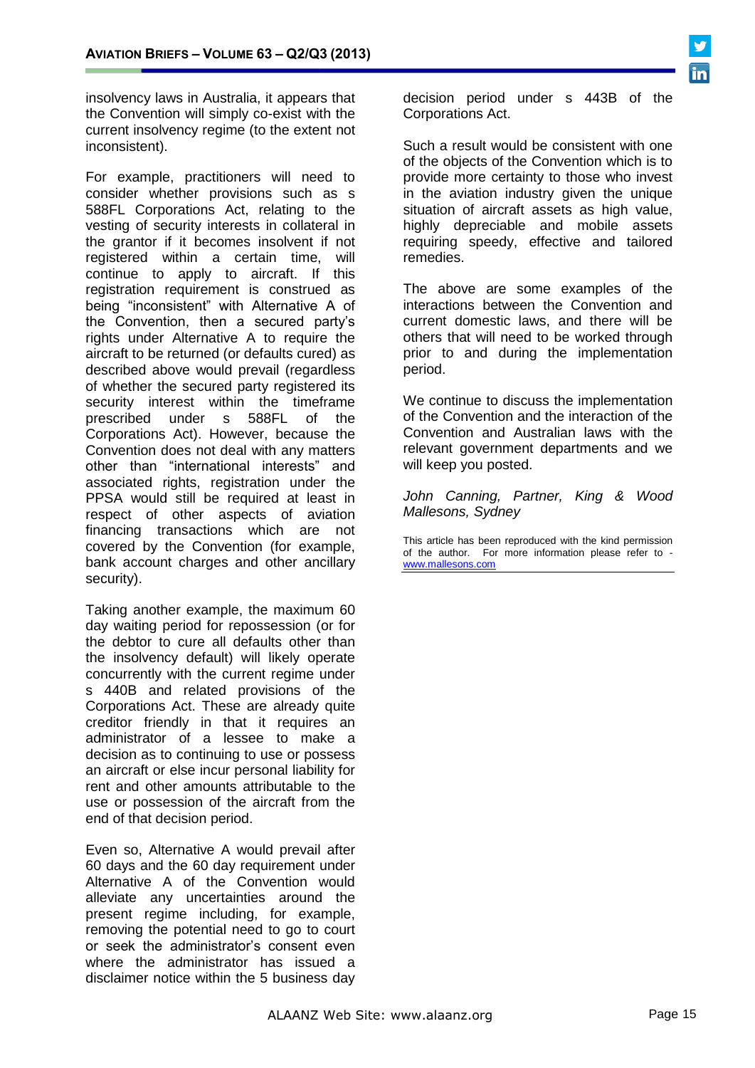insolvency laws in Australia, it appears that the Convention will simply co-exist with the current insolvency regime (to the extent not inconsistent).

For example, practitioners will need to consider whether provisions such as s 588FL Corporations Act, relating to the vesting of security interests in collateral in the grantor if it becomes insolvent if not registered within a certain time, will continue to apply to aircraft. If this registration requirement is construed as being "inconsistent" with Alternative A of the Convention, then a secured party's rights under Alternative A to require the aircraft to be returned (or defaults cured) as described above would prevail (regardless of whether the secured party registered its security interest within the timeframe prescribed under s 588FL of the Corporations Act). However, because the Convention does not deal with any matters other than "international interests" and associated rights, registration under the PPSA would still be required at least in respect of other aspects of aviation financing transactions which are not covered by the Convention (for example, bank account charges and other ancillary security).

Taking another example, the maximum 60 day waiting period for repossession (or for the debtor to cure all defaults other than the insolvency default) will likely operate concurrently with the current regime under s 440B and related provisions of the Corporations Act. These are already quite creditor friendly in that it requires an administrator of a lessee to make a decision as to continuing to use or possess an aircraft or else incur personal liability for rent and other amounts attributable to the use or possession of the aircraft from the end of that decision period.

Even so, Alternative A would prevail after 60 days and the 60 day requirement under Alternative A of the Convention would alleviate any uncertainties around the present regime including, for example, removing the potential need to go to court or seek the administrator's consent even where the administrator has issued a disclaimer notice within the 5 business day decision period under s 443B of the Corporations Act.

Such a result would be consistent with one of the objects of the Convention which is to provide more certainty to those who invest in the aviation industry given the unique situation of aircraft assets as high value, highly depreciable and mobile assets requiring speedy, effective and tailored remedies.

The above are some examples of the interactions between the Convention and current domestic laws, and there will be others that will need to be worked through prior to and during the implementation period.

We continue to discuss the implementation of the Convention and the interaction of the Convention and Australian laws with the relevant government departments and we will keep you posted.

*John Canning, Partner, King & Wood Mallesons, Sydney*

This article has been reproduced with the kind permission of the author. For more information please refer to - www.mallesons.com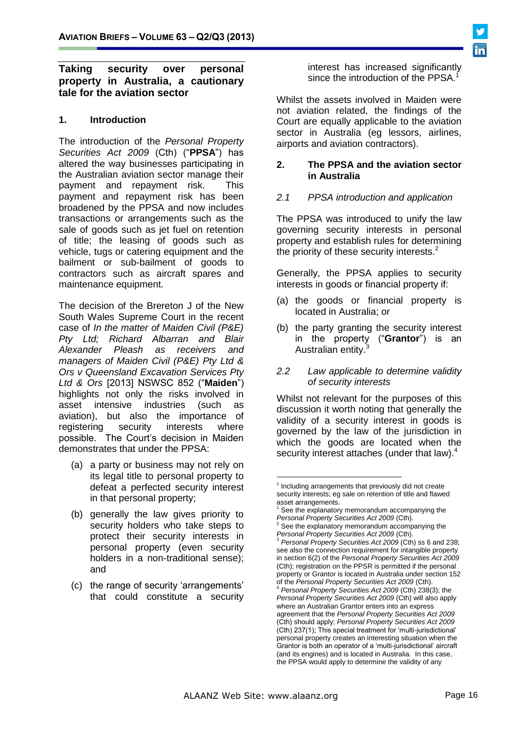## Taking security over personal property in Australia, a cautionary tale for the aviation sector

### 1. Introduction

The introduction of the *Personal Property Securities Act 2009* (Cth) ("**PPSA**") has altered the way businesses participating in the Australian aviation sector manage their payment and repayment risk. This payment and repayment risk has been broadened by the PPSA and now includes transactions or arrangements such as the sale of goods such as jet fuel on retention of title; the leasing of goods such as vehicle, tugs or catering equipment and the bailment or sub-bailment of goods to contractors such as aircraft spares and maintenance equipment.

The decision of the Brereton J of the New South Wales Supreme Court in the recent case of *In the matter of Maiden Civil (P&E) Pty Ltd; Richard Albarran and Blair Alexander Pleash as receivers and managers of Maiden Civil (P&E) Pty Ltd & Ors v Queensland Excavation Services Pty Ltd & Ors* [2013] NSWSC 852 ("**Maiden**") highlights not only the risks involved in asset intensive industries (such as aviation), but also the importance of registering security interests where possible. The Court's decision in Maiden demonstrates that under the PPSA:

(a) a party or business may not rely on its legal title to personal property to defeat a perfected security interest in that personal property;

(b) generally the law gives priority to security holders who take steps to protect their security interests in personal property (even security holders in a non-traditional sense); and

(c) the range of security 'arrangements' that could constitute a security interest has increased significantly since the introduction of the PPSA.[1]

Whilst the assets involved in Maiden were not aviation related, the findings of the Court are equally applicable to the aviation sector in Australia (eg lessors, airlines, airports and aviation contractors).

### 2. The PPSA and the aviation sector in Australia

#### *2.1 PPSA introduction and application*

The PPSA was introduced to unify the law governing security interests in personal property and establish rules for determining the priority of these security interests.[2]

Generally, the PPSA applies to security interests in goods or financial property if:

(a) the goods or financial property is located in Australia; or

(b) the party granting the security interest in the property ("**Grantor**") is an Australian entity.[3]

#### *2.2 Law applicable to determine validity of security interests*

Whilst not relevant for the purposes of this discussion it worth noting that generally the validity of a security interest in goods is governed by the law of the jurisdiction in which the goods are located when the security interest attaches (under that law).[4]

---

[1] Including arrangements that previously did not create security interests; eg sale on retention of title and flawed asset arrangements.

[1] See the explanatory memorandum accompanying the *Personal Property Securities Act 2009* (Cth).

[2] See the explanatory memorandum accompanying the *Personal Property Securities Act 2009* (Cth).

[3] *Personal Property Securities Act 2009* (Cth) ss 6 and 238; see also the connection requirement for intangible property in section 6(2) of the *Personal Property Securities Act 2009* (Cth); registration on the PPSR is permitted if the personal property or Grantor is located in Australia under section 152 of the *Personal Property Securities Act 2009* (Cth).

[4] *Personal Property Securities Act 2009* (Cth) 238(3); the *Personal Property Securities Act 2009* (Cth) will also apply where an Australian Grantor enters into an express agreement that the *Personal Property Securities Act 2009* (Cth) should apply; *Personal Property Securities Act 2009* (Cth) 237(1); This special treatment for 'multi-jurisdictional' personal property creates an interesting situation when the Grantor is both an operator of a 'multi-jurisdictional' aircraft (and its engines) and is located in Australia. In this case, the PPSA would apply to determine the validity of any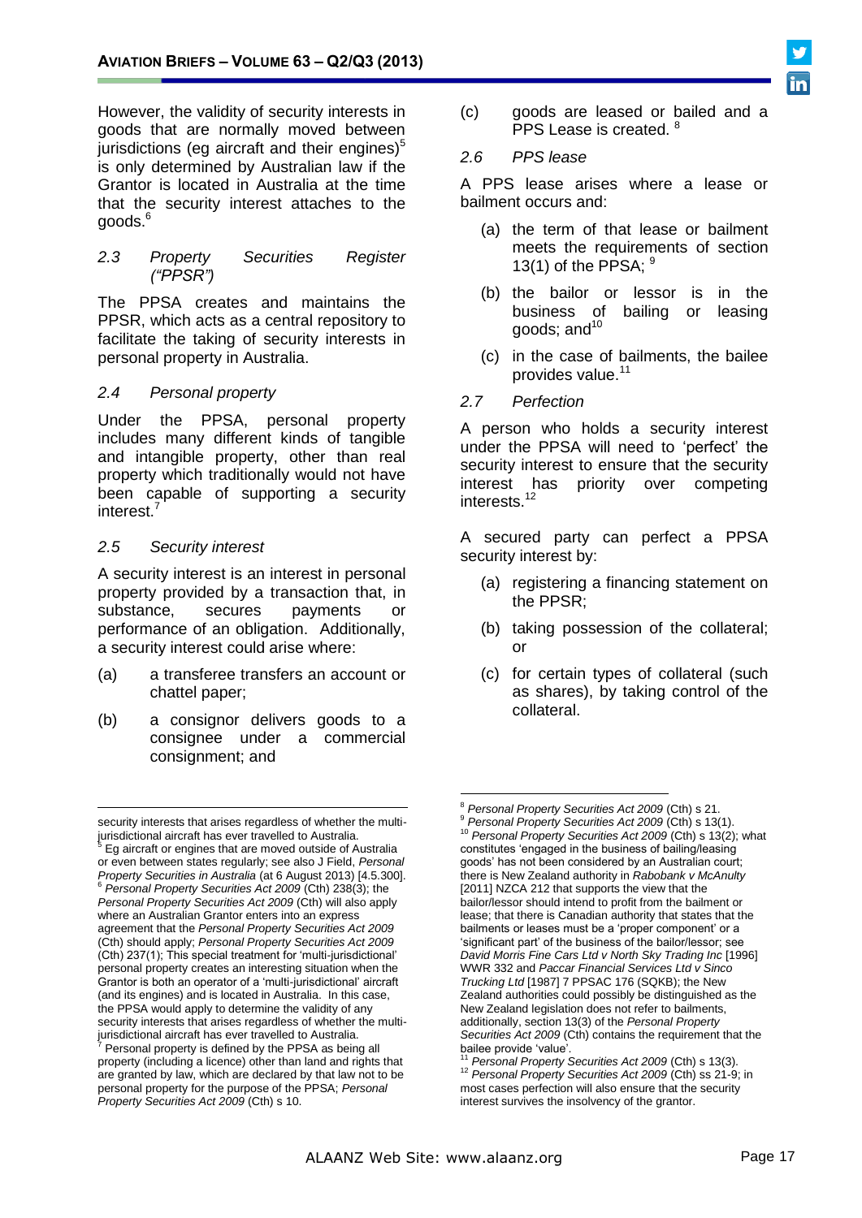However, the validity of security interests in goods that are normally moved between jurisdictions (eg aircraft and their engines)[5] is only determined by Australian law if the Grantor is located in Australia at the time that the security interest attaches to the goods.[6]

### 2.3 Property Securities Register ("PPSR")

The PPSA creates and maintains the PPSR, which acts as a central repository to facilitate the taking of security interests in personal property in Australia.

### 2.4 Personal property

Under the PPSA, personal property includes many different kinds of tangible and intangible property, other than real property which traditionally would not have been capable of supporting a security interest.[7]

### 2.5 Security interest

A security interest is an interest in personal property provided by a transaction that, in substance, secures payments or performance of an obligation. Additionally, a security interest could arise where:

(a) a transferee transfers an account or chattel paper;

(b) a consignor delivers goods to a consignee under a commercial consignment; and

(c) goods are leased or bailed and a PPS Lease is created.[8]

### 2.6 PPS lease

A PPS lease arises where a lease or bailment occurs and:

(a) the term of that lease or bailment meets the requirements of section 13(1) of the PPSA;[9]

(b) the bailor or lessor is in the business of bailing or leasing goods; and[10]

(c) in the case of bailments, the bailee provides value.[11]

### 2.7 Perfection

A person who holds a security interest under the PPSA will need to 'perfect' the security interest to ensure that the security interest has priority over competing interests.[12]

A secured party can perfect a PPSA security interest by:

(a) registering a financing statement on the PPSR;

(b) taking possession of the collateral; or

(c) for certain types of collateral (such as shares), by taking control of the collateral.

---

security interests that arises regardless of whether the multi-jurisdictional aircraft has ever travelled to Australia.

[5] Eg aircraft or engines that are moved outside of Australia or even between states regularly; see also J Field, *Personal Property Securities in Australia* (at 6 August 2013) [4.5.300].

[6] *Personal Property Securities Act 2009* (Cth) 238(3); the *Personal Property Securities Act 2009* (Cth) will also apply where an Australian Grantor enters into an express agreement that the *Personal Property Securities Act 2009* (Cth) should apply; *Personal Property Securities Act 2009* (Cth) 237(1); This special treatment for 'multi-jurisdictional' personal property creates an interesting situation when the Grantor is both an operator of a 'multi-jurisdictional' aircraft (and its engines) and is located in Australia. In this case, the PPSA would apply to determine the validity of any security interests that arises regardless of whether the multi-jurisdictional aircraft has ever travelled to Australia.

[7] Personal property is defined by the PPSA as being all property (including a licence) other than land and rights that are granted by law, which are declared by that law not to be personal property for the purpose of the PPSA; *Personal Property Securities Act 2009* (Cth) s 10.

[8] *Personal Property Securities Act 2009* (Cth) s 21.

[9] *Personal Property Securities Act 2009* (Cth) s 13(1).

[10] *Personal Property Securities Act 2009* (Cth) s 13(2); what constitutes 'engaged in the business of bailing/leasing goods' has not been considered by an Australian court; there is New Zealand authority in *Rabobank v McAnulty* [2011] NZCA 212 that supports the view that the bailor/lessor should intend to profit from the bailment or lease; that there is Canadian authority that states that the bailments or leases must be a 'proper component' or a 'significant part' of the business of the bailor/lessor; see *David Morris Fine Cars Ltd v North Sky Trading Inc* [1996] WWR 332 and *Paccar Financial Services Ltd v Sinco Trucking Ltd* [1987] 7 PPSAC 176 (SQKB); the New Zealand authorities could possibly be distinguished as the New Zealand legislation does not refer to bailments, additionally, section 13(3) of the *Personal Property Securities Act 2009* (Cth) contains the requirement that the bailee provide 'value'.

[11] *Personal Property Securities Act 2009* (Cth) s 13(3).

[12] *Personal Property Securities Act 2009* (Cth) ss 21-9; in most cases perfection will also ensure that the security interest survives the insolvency of the grantor.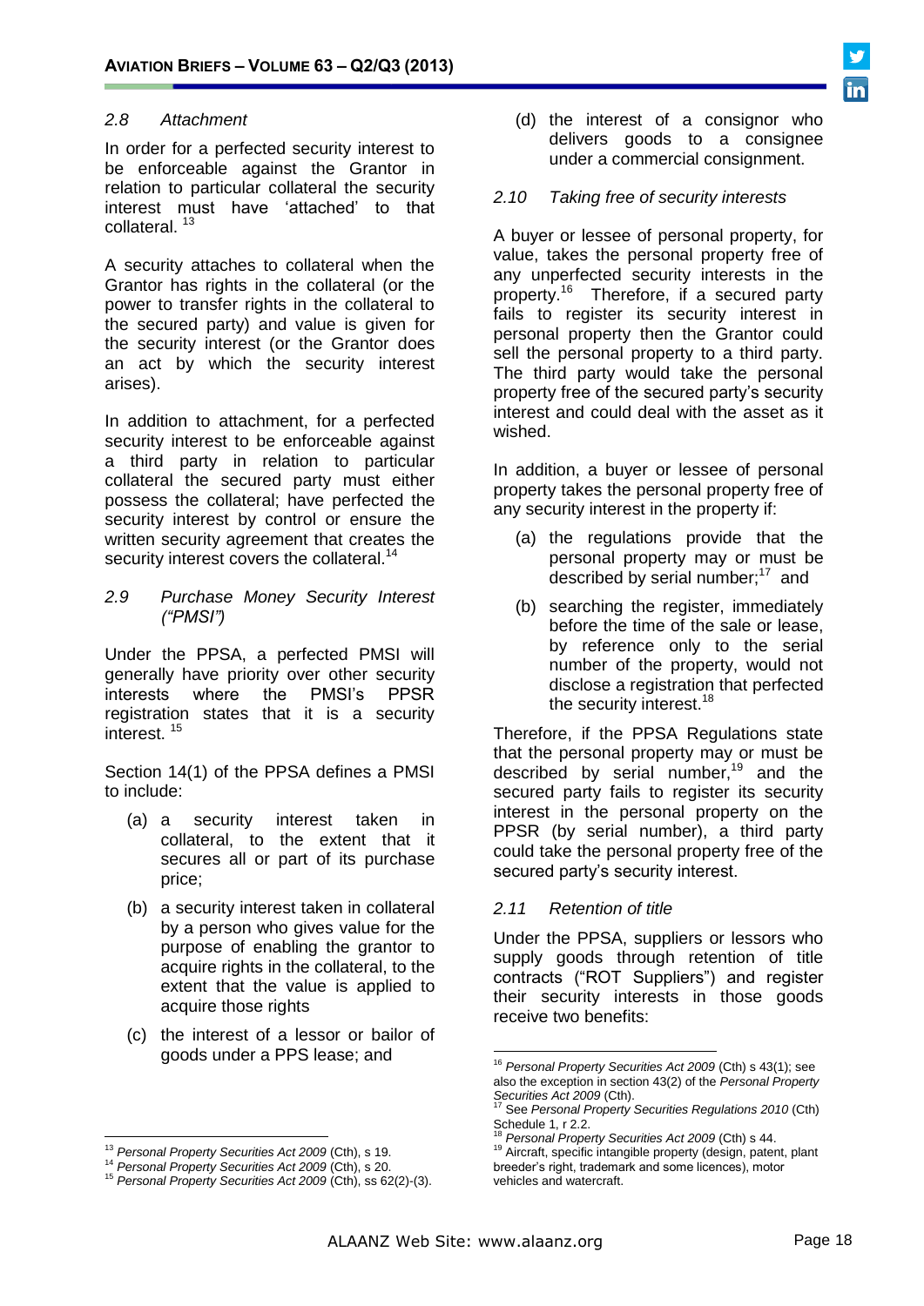### *2.8 Attachment*

In order for a perfected security interest to be enforceable against the Grantor in relation to particular collateral the security interest must have 'attached' to that collateral. [13]

A security attaches to collateral when the Grantor has rights in the collateral (or the power to transfer rights in the collateral to the secured party) and value is given for the security interest (or the Grantor does an act by which the security interest arises).

In addition to attachment, for a perfected security interest to be enforceable against a third party in relation to particular collateral the secured party must either possess the collateral; have perfected the security interest by control or ensure the written security agreement that creates the security interest covers the collateral.[14]

### *2.9 Purchase Money Security Interest ("PMSI")*

Under the PPSA, a perfected PMSI will generally have priority over other security interests where the PMSI's PPSR registration states that it is a security interest. [15]

Section 14(1) of the PPSA defines a PMSI to include:

(a) a security interest taken in collateral, to the extent that it secures all or part of its purchase price;

(b) a security interest taken in collateral by a person who gives value for the purpose of enabling the grantor to acquire rights in the collateral, to the extent that the value is applied to acquire those rights

(c) the interest of a lessor or bailor of goods under a PPS lease; and

(d) the interest of a consignor who delivers goods to a consignee under a commercial consignment.

### *2.10 Taking free of security interests*

A buyer or lessee of personal property, for value, takes the personal property free of any unperfected security interests in the property.[16] Therefore, if a secured party fails to register its security interest in personal property then the Grantor could sell the personal property to a third party. The third party would take the personal property free of the secured party's security interest and could deal with the asset as it wished.

In addition, a buyer or lessee of personal property takes the personal property free of any security interest in the property if:

(a) the regulations provide that the personal property may or must be described by serial number;[17] and

(b) searching the register, immediately before the time of the sale or lease, by reference only to the serial number of the property, would not disclose a registration that perfected the security interest.[18]

Therefore, if the PPSA Regulations state that the personal property may or must be described by serial number,[19] and the secured party fails to register its security interest in the personal property on the PPSR (by serial number), a third party could take the personal property free of the secured party's security interest.

### *2.11 Retention of title*

Under the PPSA, suppliers or lessors who supply goods through retention of title contracts ("ROT Suppliers") and register their security interests in those goods receive two benefits:

---

[13] *Personal Property Securities Act 2009* (Cth), s 19.

[14] *Personal Property Securities Act 2009* (Cth), s 20.

[15] *Personal Property Securities Act 2009* (Cth), ss 62(2)-(3).

[16] *Personal Property Securities Act 2009* (Cth) s 43(1); see also the exception in section 43(2) of the *Personal Property Securities Act 2009* (Cth).

[17] See *Personal Property Securities Regulations 2010* (Cth) Schedule 1, r 2.2.

[18] *Personal Property Securities Act 2009* (Cth) s 44.

[19] Aircraft, specific intangible property (design, patent, plant breeder's right, trademark and some licences), motor vehicles and watercraft.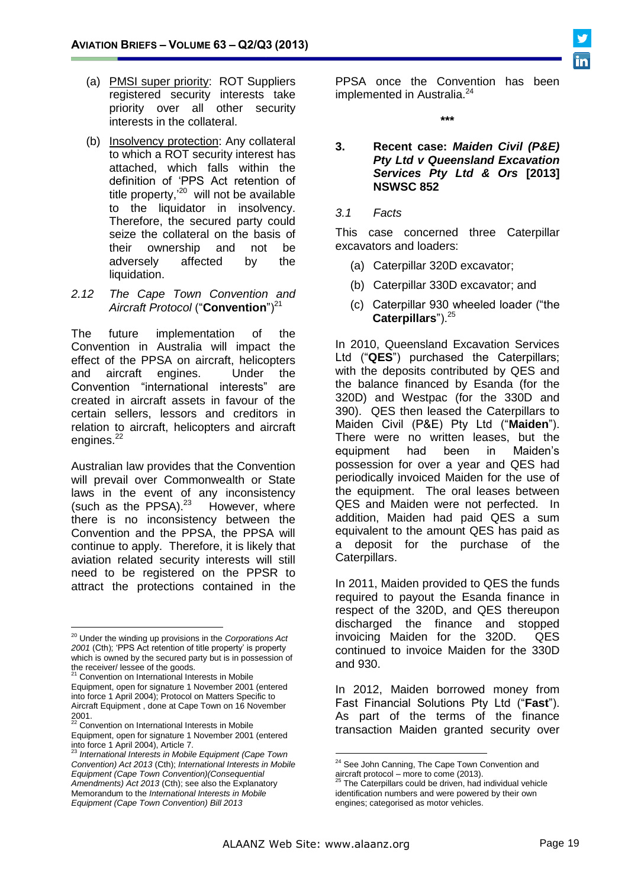(a) PMSI super priority: ROT Suppliers registered security interests take priority over all other security interests in the collateral.

(b) Insolvency protection: Any collateral to which a ROT security interest has attached, which falls within the definition of 'PPS Act retention of title property,'[20] will not be available to the liquidator in insolvency. Therefore, the secured party could seize the collateral on the basis of their ownership and not be adversely affected by the liquidation.

*2.12 The Cape Town Convention and Aircraft Protocol* ("**Convention**")[21]

The future implementation of the Convention in Australia will impact the effect of the PPSA on aircraft, helicopters and aircraft engines. Under the Convention "international interests" are created in aircraft assets in favour of the certain sellers, lessors and creditors in relation to aircraft, helicopters and aircraft engines.[22]

Australian law provides that the Convention will prevail over Commonwealth or State laws in the event of any inconsistency (such as the PPSA).[23] However, where there is no inconsistency between the Convention and the PPSA, the PPSA will continue to apply. Therefore, it is likely that aviation related security interests will still need to be registered on the PPSR to attract the protections contained in the PPSA once the Convention has been implemented in Australia.[24]

***

## 3. Recent case: *Maiden Civil (P&E) Pty Ltd v Queensland Excavation Services Pty Ltd & Ors* [2013] NSWSC 852

*3.1 Facts*

This case concerned three Caterpillar excavators and loaders:

(a) Caterpillar 320D excavator;

(b) Caterpillar 330D excavator; and

(c) Caterpillar 930 wheeled loader ("the **Caterpillars**").[25]

In 2010, Queensland Excavation Services Ltd ("**QES**") purchased the Caterpillars; with the deposits contributed by QES and the balance financed by Esanda (for the 320D) and Westpac (for the 330D and 390). QES then leased the Caterpillars to Maiden Civil (P&E) Pty Ltd ("**Maiden**"). There were no written leases, but the equipment had been in Maiden's possession for over a year and QES had periodically invoiced Maiden for the use of the equipment. The oral leases between QES and Maiden were not perfected. In addition, Maiden had paid QES a sum equivalent to the amount QES has paid as a deposit for the purchase of the Caterpillars.

In 2011, Maiden provided to QES the funds required to payout the Esanda finance in respect of the 320D, and QES thereupon discharged the finance and stopped invoicing Maiden for the 320D. QES continued to invoice Maiden for the 330D and 930.

In 2012, Maiden borrowed money from Fast Financial Solutions Pty Ltd ("**Fast**"). As part of the terms of the finance transaction Maiden granted security over

---

[20] Under the winding up provisions in the *Corporations Act 2001* (Cth); 'PPS Act retention of title property' is property which is owned by the secured party but is in possession of the receiver/ lessee of the goods.

[21] Convention on International Interests in Mobile Equipment, open for signature 1 November 2001 (entered into force 1 April 2004); Protocol on Matters Specific to Aircraft Equipment , done at Cape Town on 16 November 2001.

[22] Convention on International Interests in Mobile Equipment, open for signature 1 November 2001 (entered into force 1 April 2004), Article 7.

[23] *International Interests in Mobile Equipment (Cape Town Convention) Act 2013* (Cth); *International Interests in Mobile Equipment (Cape Town Convention)(Consequential Amendments) Act 2013* (Cth); see also the Explanatory Memorandum to the *International Interests in Mobile Equipment (Cape Town Convention) Bill 2013*

[24] See John Canning, The Cape Town Convention and aircraft protocol – more to come (2013).

[25] The Caterpillars could be driven, had individual vehicle identification numbers and were powered by their own engines; categorised as motor vehicles.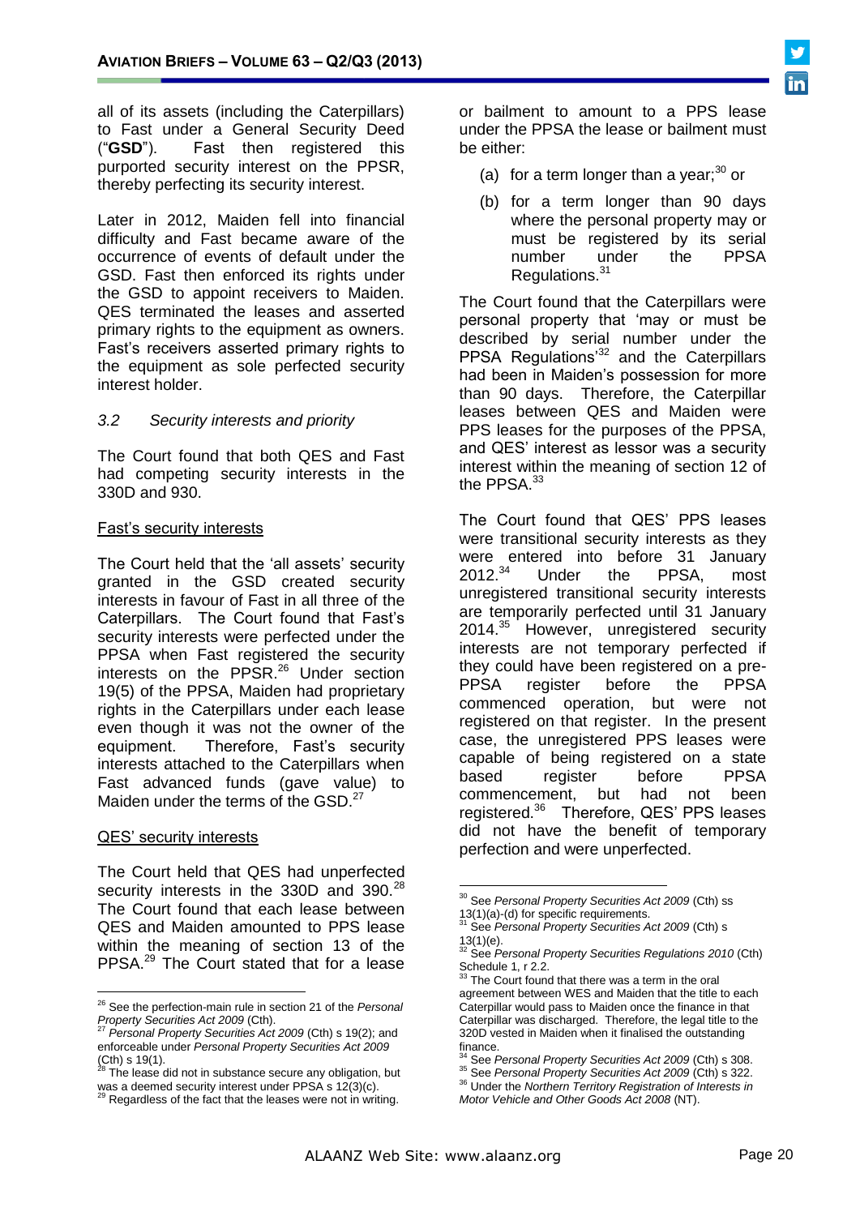all of its assets (including the Caterpillars) to Fast under a General Security Deed ("**GSD**"). Fast then registered this purported security interest on the PPSR, thereby perfecting its security interest.

Later in 2012, Maiden fell into financial difficulty and Fast became aware of the occurrence of events of default under the GSD. Fast then enforced its rights under the GSD to appoint receivers to Maiden. QES terminated the leases and asserted primary rights to the equipment as owners. Fast's receivers asserted primary rights to the equipment as sole perfected security interest holder.

*3.2 Security interests and priority*

The Court found that both QES and Fast had competing security interests in the 330D and 930.

Fast's security interests

The Court held that the 'all assets' security granted in the GSD created security interests in favour of Fast in all three of the Caterpillars. The Court found that Fast's security interests were perfected under the PPSA when Fast registered the security interests on the PPSR.[26] Under section 19(5) of the PPSA, Maiden had proprietary rights in the Caterpillars under each lease even though it was not the owner of the equipment. Therefore, Fast's security interests attached to the Caterpillars when Fast advanced funds (gave value) to Maiden under the terms of the GSD.[27]

QES' security interests

The Court held that QES had unperfected security interests in the 330D and 390.[28] The Court found that each lease between QES and Maiden amounted to PPS lease within the meaning of section 13 of the PPSA.[29] The Court stated that for a lease or bailment to amount to a PPS lease under the PPSA the lease or bailment must be either:

(a) for a term longer than a year;[30] or

(b) for a term longer than 90 days where the personal property may or must be registered by its serial number under the PPSA Regulations.[31]

The Court found that the Caterpillars were personal property that 'may or must be described by serial number under the PPSA Regulations'[32] and the Caterpillars had been in Maiden's possession for more than 90 days. Therefore, the Caterpillar leases between QES and Maiden were PPS leases for the purposes of the PPSA, and QES' interest as lessor was a security interest within the meaning of section 12 of the PPSA.[33]

The Court found that QES' PPS leases were transitional security interests as they were entered into before 31 January 2012.[34] Under the PPSA, most unregistered transitional security interests are temporarily perfected until 31 January 2014.[35] However, unregistered security interests are not temporary perfected if they could have been registered on a pre-PPSA register before the PPSA commenced operation, but were not registered on that register. In the present case, the unregistered PPS leases were capable of being registered on a state based register before PPSA commencement, but had not been registered.[36] Therefore, QES' PPS leases did not have the benefit of temporary perfection and were unperfected.

---

[26] See the perfection-main rule in section 21 of the *Personal Property Securities Act 2009* (Cth).

[27] *Personal Property Securities Act 2009* (Cth) s 19(2); and enforceable under *Personal Property Securities Act 2009* (Cth) s 19(1).

[28] The lease did not in substance secure any obligation, but was a deemed security interest under PPSA s 12(3)(c).

[29] Regardless of the fact that the leases were not in writing.

[30] See *Personal Property Securities Act 2009* (Cth) ss 13(1)(a)-(d) for specific requirements.

[31] See *Personal Property Securities Act 2009* (Cth) s 13(1)(e).

[32] See *Personal Property Securities Regulations 2010* (Cth) Schedule 1, r 2.2.

[33] The Court found that there was a term in the oral agreement between WES and Maiden that the title to each Caterpillar would pass to Maiden once the finance in that Caterpillar was discharged. Therefore, the legal title to the 320D vested in Maiden when it finalised the outstanding finance.

[34] See *Personal Property Securities Act 2009* (Cth) s 308.

[35] See *Personal Property Securities Act 2009* (Cth) s 322.

[36] Under the *Northern Territory Registration of Interests in Motor Vehicle and Other Goods Act 2008* (NT).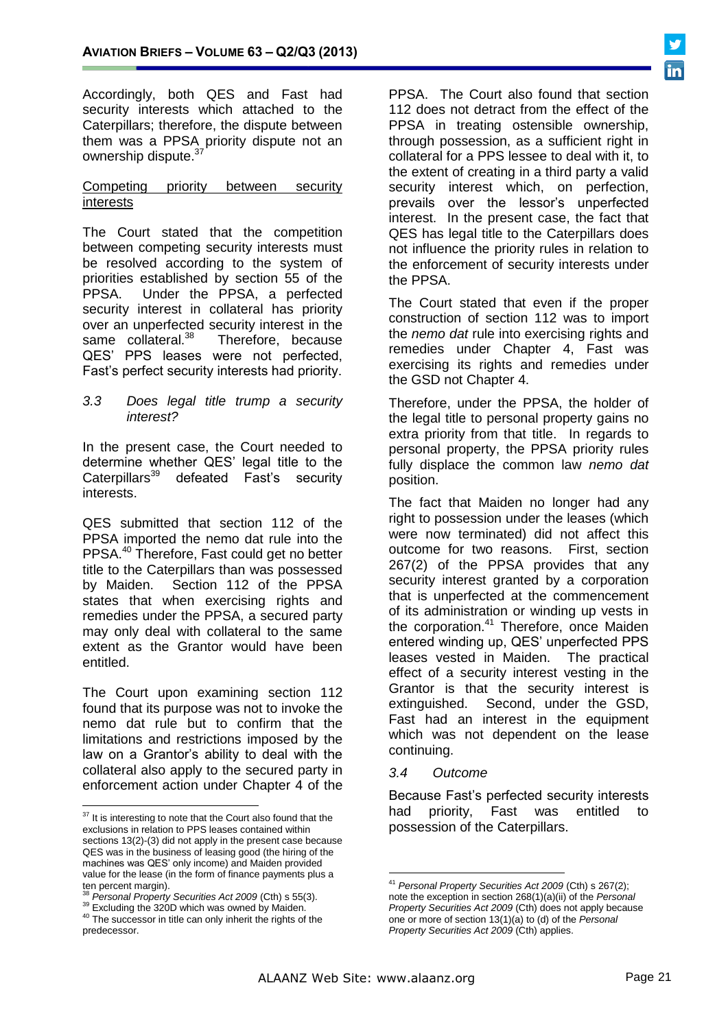Accordingly, both QES and Fast had security interests which attached to the Caterpillars; therefore, the dispute between them was a PPSA priority dispute not an ownership dispute.[37]

Competing priority between security interests

The Court stated that the competition between competing security interests must be resolved according to the system of priorities established by section 55 of the PPSA. Under the PPSA, a perfected security interest in collateral has priority over an unperfected security interest in the same collateral.[38] Therefore, because QES' PPS leases were not perfected, Fast's perfect security interests had priority.

### 3.3 *Does legal title trump a security interest?*

In the present case, the Court needed to determine whether QES' legal title to the Caterpillars[39] defeated Fast's security interests.

QES submitted that section 112 of the PPSA imported the nemo dat rule into the PPSA.[40] Therefore, Fast could get no better title to the Caterpillars than was possessed by Maiden. Section 112 of the PPSA states that when exercising rights and remedies under the PPSA, a secured party may only deal with collateral to the same extent as the Grantor would have been entitled.

The Court upon examining section 112 found that its purpose was not to invoke the nemo dat rule but to confirm that the limitations and restrictions imposed by the law on a Grantor's ability to deal with the collateral also apply to the secured party in enforcement action under Chapter 4 of the PPSA. The Court also found that section 112 does not detract from the effect of the PPSA in treating ostensible ownership, through possession, as a sufficient right in collateral for a PPS lessee to deal with it, to the extent of creating in a third party a valid security interest which, on perfection, prevails over the lessor's unperfected interest. In the present case, the fact that QES has legal title to the Caterpillars does not influence the priority rules in relation to the enforcement of security interests under the PPSA.

The Court stated that even if the proper construction of section 112 was to import the *nemo dat* rule into exercising rights and remedies under Chapter 4, Fast was exercising its rights and remedies under the GSD not Chapter 4.

Therefore, under the PPSA, the holder of the legal title to personal property gains no extra priority from that title. In regards to personal property, the PPSA priority rules fully displace the common law *nemo dat* position.

The fact that Maiden no longer had any right to possession under the leases (which were now terminated) did not affect this outcome for two reasons. First, section 267(2) of the PPSA provides that any security interest granted by a corporation that is unperfected at the commencement of its administration or winding up vests in the corporation.[41] Therefore, once Maiden entered winding up, QES' unperfected PPS leases vested in Maiden. The practical effect of a security interest vesting in the Grantor is that the security interest is extinguished. Second, under the GSD, Fast had an interest in the equipment which was not dependent on the lease continuing.

### 3.4 *Outcome*

Because Fast's perfected security interests had priority, Fast was entitled to possession of the Caterpillars.

---

[37] It is interesting to note that the Court also found that the exclusions in relation to PPS leases contained within sections 13(2)-(3) did not apply in the present case because QES was in the business of leasing good (the hiring of the machines was QES' only income) and Maiden provided value for the lease (in the form of finance payments plus a ten percent margin).

[38] *Personal Property Securities Act 2009* (Cth) s 55(3).

[39] Excluding the 320D which was owned by Maiden.

[40] The successor in title can only inherit the rights of the predecessor.

[41] *Personal Property Securities Act 2009* (Cth) s 267(2); note the exception in section 268(1)(a)(ii) of the *Personal Property Securities Act 2009* (Cth) does not apply because one or more of section 13(1)(a) to (d) of the *Personal Property Securities Act 2009* (Cth) applies.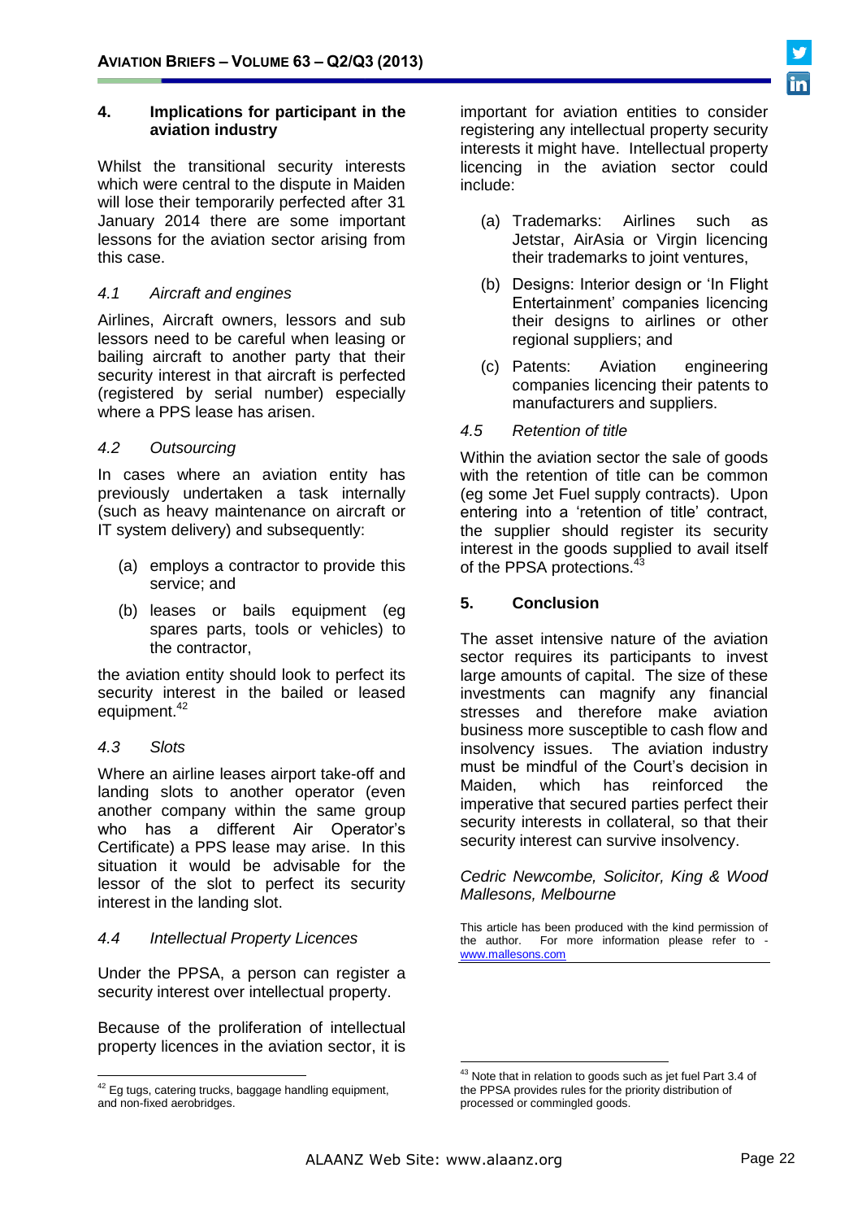## 4. Implications for participant in the aviation industry

Whilst the transitional security interests which were central to the dispute in Maiden will lose their temporarily perfected after 31 January 2014 there are some important lessons for the aviation sector arising from this case.

### *4.1 Aircraft and engines*

Airlines, Aircraft owners, lessors and sub lessors need to be careful when leasing or bailing aircraft to another party that their security interest in that aircraft is perfected (registered by serial number) especially where a PPS lease has arisen.

### *4.2 Outsourcing*

In cases where an aviation entity has previously undertaken a task internally (such as heavy maintenance on aircraft or IT system delivery) and subsequently:

(a) employs a contractor to provide this service; and

(b) leases or bails equipment (eg spares parts, tools or vehicles) to the contractor,

the aviation entity should look to perfect its security interest in the bailed or leased equipment.[42]

### *4.3 Slots*

Where an airline leases airport take-off and landing slots to another operator (even another company within the same group who has a different Air Operator's Certificate) a PPS lease may arise. In this situation it would be advisable for the lessor of the slot to perfect its security interest in the landing slot.

### *4.4 Intellectual Property Licences*

Under the PPSA, a person can register a security interest over intellectual property.

Because of the proliferation of intellectual property licences in the aviation sector, it is important for aviation entities to consider registering any intellectual property security interests it might have. Intellectual property licencing in the aviation sector could include:

(a) Trademarks: Airlines such as Jetstar, AirAsia or Virgin licencing their trademarks to joint ventures,

(b) Designs: Interior design or 'In Flight Entertainment' companies licencing their designs to airlines or other regional suppliers; and

(c) Patents: Aviation engineering companies licencing their patents to manufacturers and suppliers.

### *4.5 Retention of title*

Within the aviation sector the sale of goods with the retention of title can be common (eg some Jet Fuel supply contracts). Upon entering into a 'retention of title' contract, the supplier should register its security interest in the goods supplied to avail itself of the PPSA protections.[43]

## 5. Conclusion

The asset intensive nature of the aviation sector requires its participants to invest large amounts of capital. The size of these investments can magnify any financial stresses and therefore make aviation business more susceptible to cash flow and insolvency issues. The aviation industry must be mindful of the Court's decision in Maiden, which has reinforced the imperative that secured parties perfect their security interests in collateral, so that their security interest can survive insolvency.

*Cedric Newcombe, Solicitor, King & Wood Mallesons, Melbourne*

This article has been produced with the kind permission of the author. For more information please refer to - www.mallesons.com

---

[42] Eg tugs, catering trucks, baggage handling equipment, and non-fixed aerobridges.

[43] Note that in relation to goods such as jet fuel Part 3.4 of the PPSA provides rules for the priority distribution of processed or commingled goods.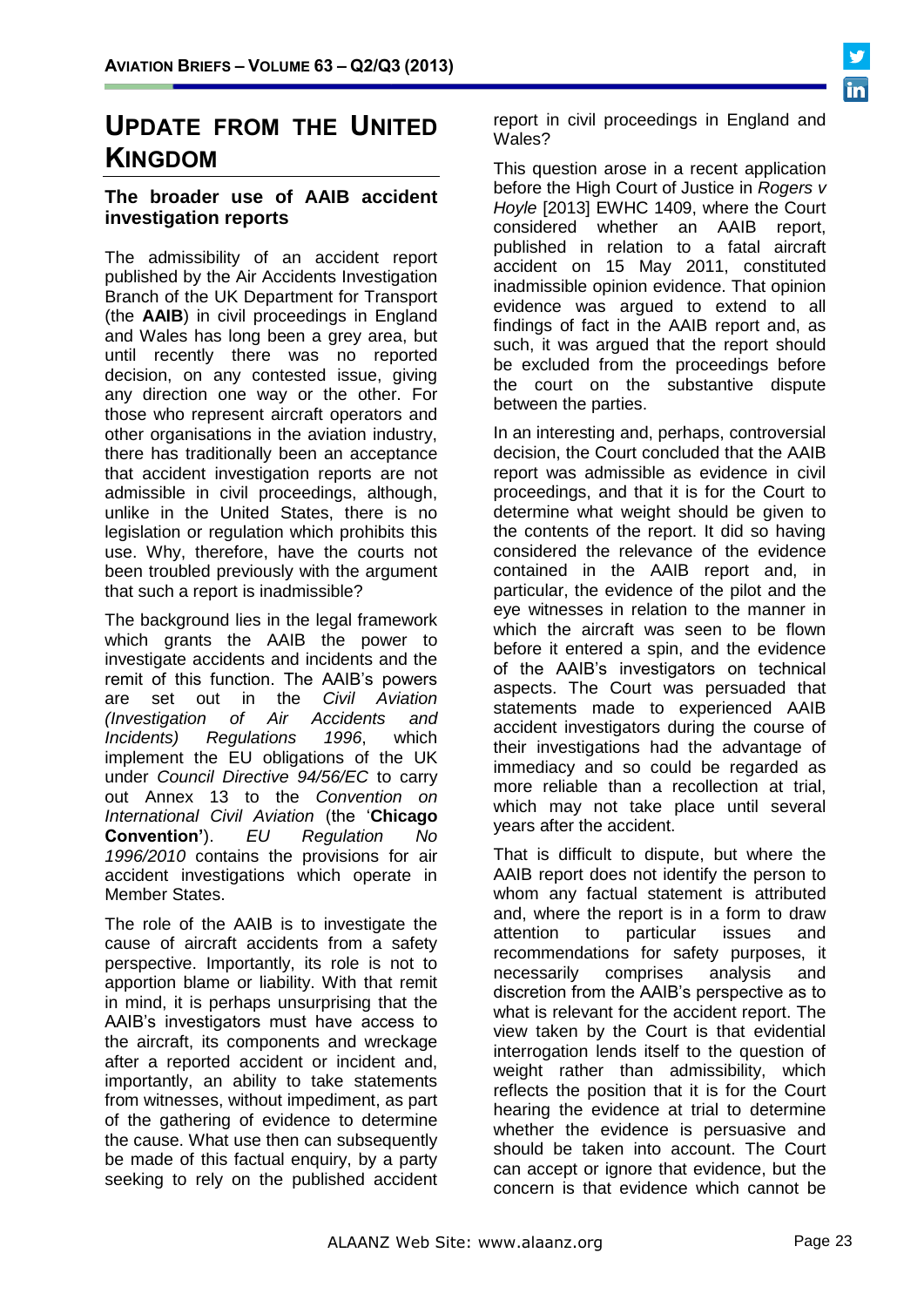# UPDATE FROM THE UNITED KINGDOM

### The broader use of AAIB accident investigation reports

The admissibility of an accident report published by the Air Accidents Investigation Branch of the UK Department for Transport (the **AAIB**) in civil proceedings in England and Wales has long been a grey area, but until recently there was no reported decision, on any contested issue, giving any direction one way or the other. For those who represent aircraft operators and other organisations in the aviation industry, there has traditionally been an acceptance that accident investigation reports are not admissible in civil proceedings, although, unlike in the United States, there is no legislation or regulation which prohibits this use. Why, therefore, have the courts not been troubled previously with the argument that such a report is inadmissible?

The background lies in the legal framework which grants the AAIB the power to investigate accidents and incidents and the remit of this function. The AAIB's powers are set out in the *Civil Aviation (Investigation of Air Accidents and Incidents) Regulations 1996*, which implement the EU obligations of the UK under *Council Directive 94/56/EC* to carry out Annex 13 to the *Convention on International Civil Aviation* (the '**Chicago Convention'**). *EU Regulation No 1996/2010* contains the provisions for air accident investigations which operate in Member States.

The role of the AAIB is to investigate the cause of aircraft accidents from a safety perspective. Importantly, its role is not to apportion blame or liability. With that remit in mind, it is perhaps unsurprising that the AAIB's investigators must have access to the aircraft, its components and wreckage after a reported accident or incident and, importantly, an ability to take statements from witnesses, without impediment, as part of the gathering of evidence to determine the cause. What use then can subsequently be made of this factual enquiry, by a party seeking to rely on the published accident report in civil proceedings in England and Wales?

This question arose in a recent application before the High Court of Justice in *Rogers v Hoyle* [2013] EWHC 1409, where the Court considered whether an AAIB report, published in relation to a fatal aircraft accident on 15 May 2011, constituted inadmissible opinion evidence. That opinion evidence was argued to extend to all findings of fact in the AAIB report and, as such, it was argued that the report should be excluded from the proceedings before the court on the substantive dispute between the parties.

In an interesting and, perhaps, controversial decision, the Court concluded that the AAIB report was admissible as evidence in civil proceedings, and that it is for the Court to determine what weight should be given to the contents of the report. It did so having considered the relevance of the evidence contained in the AAIB report and, in particular, the evidence of the pilot and the eye witnesses in relation to the manner in which the aircraft was seen to be flown before it entered a spin, and the evidence of the AAIB's investigators on technical aspects. The Court was persuaded that statements made to experienced AAIB accident investigators during the course of their investigations had the advantage of immediacy and so could be regarded as more reliable than a recollection at trial, which may not take place until several years after the accident.

That is difficult to dispute, but where the AAIB report does not identify the person to whom any factual statement is attributed and, where the report is in a form to draw attention to particular issues and recommendations for safety purposes, it necessarily comprises analysis and discretion from the AAIB's perspective as to what is relevant for the accident report. The view taken by the Court is that evidential interrogation lends itself to the question of weight rather than admissibility, which reflects the position that it is for the Court hearing the evidence at trial to determine whether the evidence is persuasive and should be taken into account. The Court can accept or ignore that evidence, but the concern is that evidence which cannot be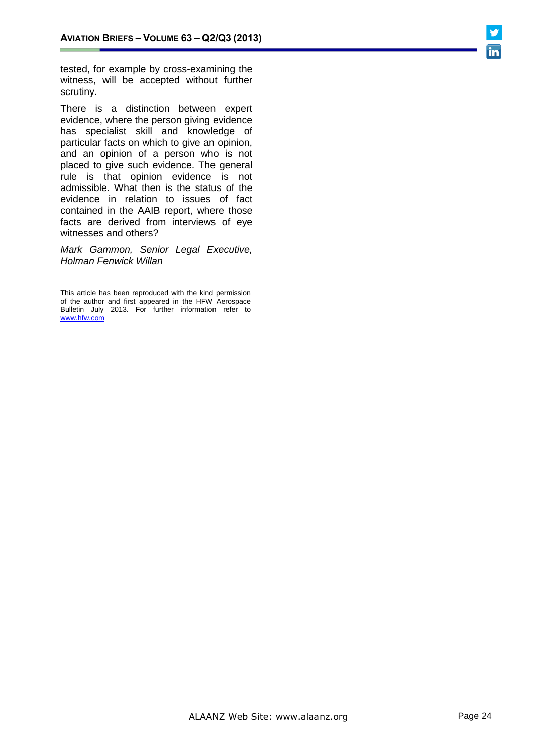tested, for example by cross-examining the witness, will be accepted without further scrutiny.

There is a distinction between expert evidence, where the person giving evidence has specialist skill and knowledge of particular facts on which to give an opinion, and an opinion of a person who is not placed to give such evidence. The general rule is that opinion evidence is not admissible. What then is the status of the evidence in relation to issues of fact contained in the AAIB report, where those facts are derived from interviews of eye witnesses and others?

*Mark Gammon, Senior Legal Executive, Holman Fenwick Willan*

This article has been reproduced with the kind permission of the author and first appeared in the HFW Aerospace Bulletin July 2013. For further information refer to www.hfw.com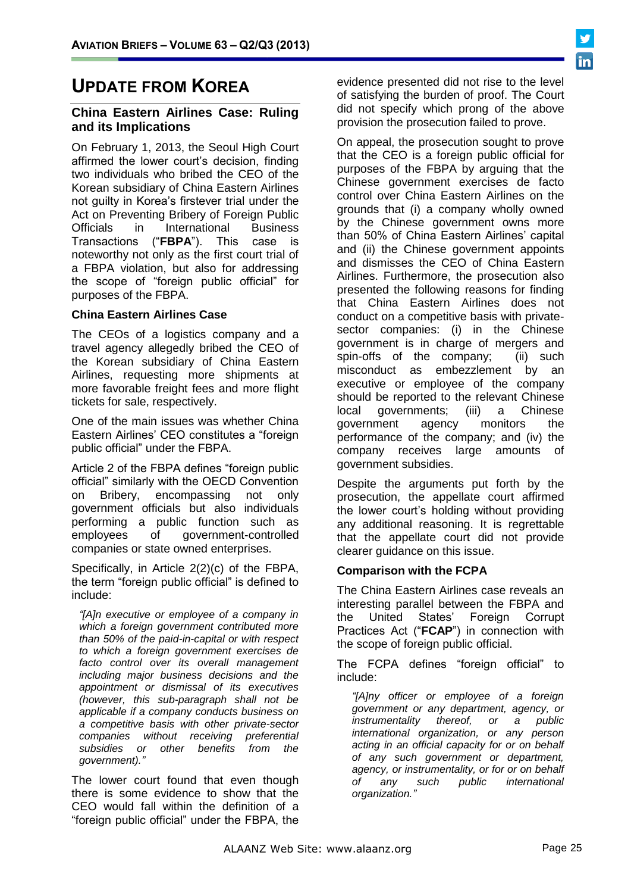# UPDATE FROM KOREA

## China Eastern Airlines Case: Ruling and its Implications

On February 1, 2013, the Seoul High Court affirmed the lower court's decision, finding two individuals who bribed the CEO of the Korean subsidiary of China Eastern Airlines not guilty in Korea's firstever trial under the Act on Preventing Bribery of Foreign Public Officials in International Business Transactions ("**FBPA**"). This case is noteworthy not only as the first court trial of a FBPA violation, but also for addressing the scope of "foreign public official" for purposes of the FBPA.

### China Eastern Airlines Case

The CEOs of a logistics company and a travel agency allegedly bribed the CEO of the Korean subsidiary of China Eastern Airlines, requesting more shipments at more favorable freight fees and more flight tickets for sale, respectively.

One of the main issues was whether China Eastern Airlines' CEO constitutes a "foreign public official" under the FBPA.

Article 2 of the FBPA defines "foreign public official" similarly with the OECD Convention on Bribery, encompassing not only government officials but also individuals performing a public function such as employees of government-controlled companies or state owned enterprises.

Specifically, in Article 2(2)(c) of the FBPA, the term "foreign public official" is defined to include:

> *"[A]n executive or employee of a company in which a foreign government contributed more than 50% of the paid-in-capital or with respect to which a foreign government exercises de facto control over its overall management including major business decisions and the appointment or dismissal of its executives (however, this sub-paragraph shall not be applicable if a company conducts business on a competitive basis with other private-sector companies without receiving preferential subsidies or other benefits from the government)."*

The lower court found that even though there is some evidence to show that the CEO would fall within the definition of a "foreign public official" under the FBPA, the evidence presented did not rise to the level of satisfying the burden of proof. The Court did not specify which prong of the above provision the prosecution failed to prove.

On appeal, the prosecution sought to prove that the CEO is a foreign public official for purposes of the FBPA by arguing that the Chinese government exercises de facto control over China Eastern Airlines on the grounds that (i) a company wholly owned by the Chinese government owns more than 50% of China Eastern Airlines' capital and (ii) the Chinese government appoints and dismisses the CEO of China Eastern Airlines. Furthermore, the prosecution also presented the following reasons for finding that China Eastern Airlines does not conduct on a competitive basis with private-sector companies: (i) in the Chinese government is in charge of mergers and spin-offs of the company; (ii) such misconduct as embezzlement by an executive or employee of the company should be reported to the relevant Chinese local governments; (iii) a Chinese government agency monitors the performance of the company; and (iv) the company receives large amounts of government subsidies.

Despite the arguments put forth by the prosecution, the appellate court affirmed the lower court's holding without providing any additional reasoning. It is regrettable that the appellate court did not provide clearer guidance on this issue.

### Comparison with the FCPA

The China Eastern Airlines case reveals an interesting parallel between the FBPA and the United States' Foreign Corrupt Practices Act ("**FCAP**") in connection with the scope of foreign public official.

The FCPA defines "foreign official" to include:

> *"[A]ny officer or employee of a foreign government or any department, agency, or instrumentality thereof, or a public international organization, or any person acting in an official capacity for or on behalf of any such government or department, agency, or instrumentality, or for or on behalf of any such public international organization."*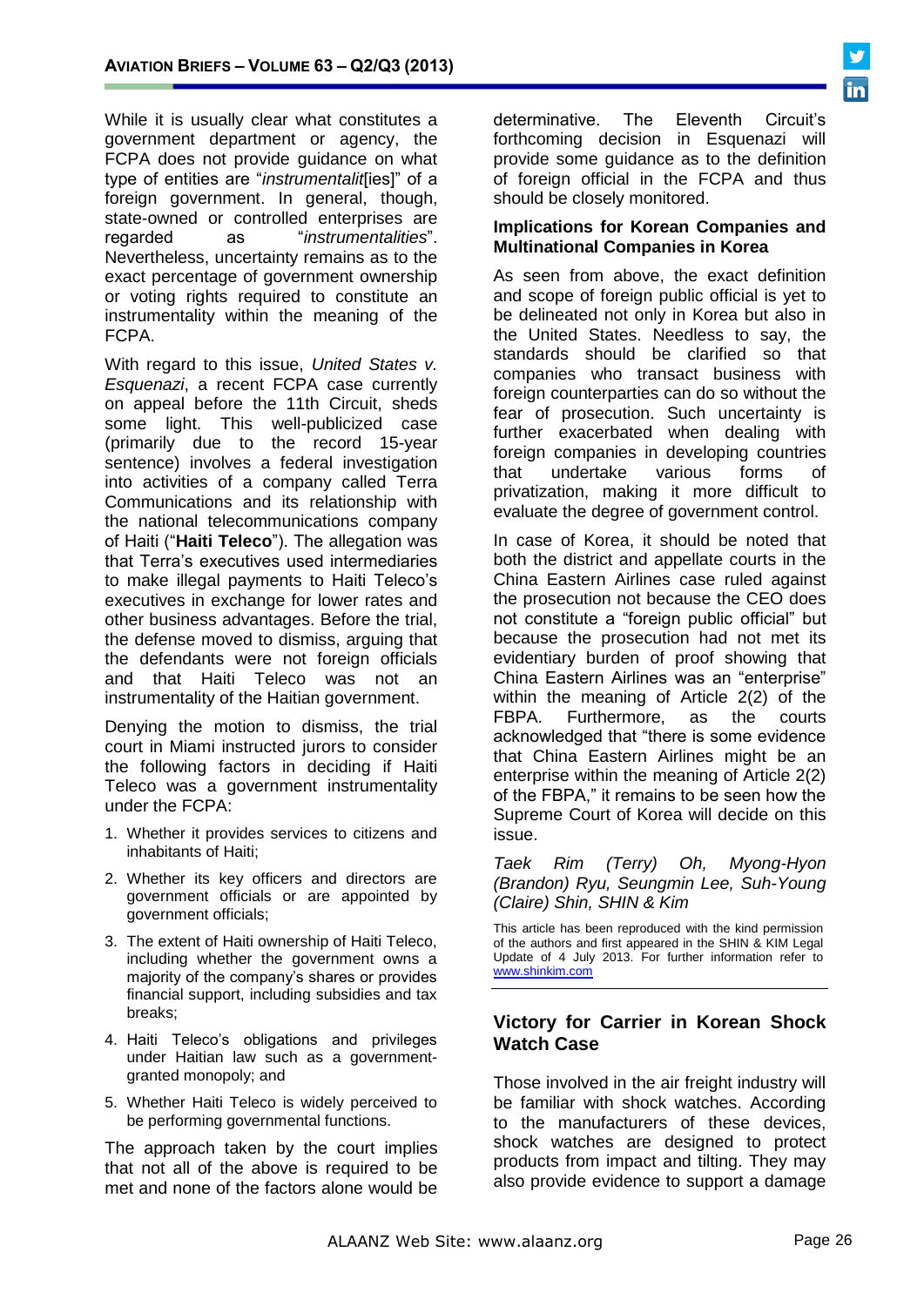While it is usually clear what constitutes a government department or agency, the FCPA does not provide guidance on what type of entities are "*instrumentalit*[ies]" of a foreign government. In general, though, state-owned or controlled enterprises are regarded as "*instrumentalities*". Nevertheless, uncertainty remains as to the exact percentage of government ownership or voting rights required to constitute an instrumentality within the meaning of the FCPA.

With regard to this issue, *United States v. Esquenazi*, a recent FCPA case currently on appeal before the 11th Circuit, sheds some light. This well-publicized case (primarily due to the record 15-year sentence) involves a federal investigation into activities of a company called Terra Communications and its relationship with the national telecommunications company of Haiti ("**Haiti Teleco**"). The allegation was that Terra's executives used intermediaries to make illegal payments to Haiti Teleco's executives in exchange for lower rates and other business advantages. Before the trial, the defense moved to dismiss, arguing that the defendants were not foreign officials and that Haiti Teleco was not an instrumentality of the Haitian government.

Denying the motion to dismiss, the trial court in Miami instructed jurors to consider the following factors in deciding if Haiti Teleco was a government instrumentality under the FCPA:

1. Whether it provides services to citizens and inhabitants of Haiti;
2. Whether its key officers and directors are government officials or are appointed by government officials;
3. The extent of Haiti ownership of Haiti Teleco, including whether the government owns a majority of the company's shares or provides financial support, including subsidies and tax breaks;
4. Haiti Teleco's obligations and privileges under Haitian law such as a government-granted monopoly; and
5. Whether Haiti Teleco is widely perceived to be performing governmental functions.

The approach taken by the court implies that not all of the above is required to be met and none of the factors alone would be determinative. The Eleventh Circuit's forthcoming decision in Esquenazi will provide some guidance as to the definition of foreign official in the FCPA and thus should be closely monitored.

**Implications for Korean Companies and Multinational Companies in Korea**

As seen from above, the exact definition and scope of foreign public official is yet to be delineated not only in Korea but also in the United States. Needless to say, the standards should be clarified so that companies who transact business with foreign counterparties can do so without the fear of prosecution. Such uncertainty is further exacerbated when dealing with foreign companies in developing countries that undertake various forms of privatization, making it more difficult to evaluate the degree of government control.

In case of Korea, it should be noted that both the district and appellate courts in the China Eastern Airlines case ruled against the prosecution not because the CEO does not constitute a "foreign public official" but because the prosecution had not met its evidentiary burden of proof showing that China Eastern Airlines was an "enterprise" within the meaning of Article 2(2) of the FBPA. Furthermore, as the courts acknowledged that "there is some evidence that China Eastern Airlines might be an enterprise within the meaning of Article 2(2) of the FBPA," it remains to be seen how the Supreme Court of Korea will decide on this issue.

*Taek Rim (Terry) Oh, Myong-Hyon (Brandon) Ryu, Seungmin Lee, Suh-Young (Claire) Shin, SHIN & Kim*

This article has been reproduced with the kind permission of the authors and first appeared in the SHIN & KIM Legal Update of 4 July 2013. For further information refer to www.shinkim.com

## Victory for Carrier in Korean Shock Watch Case

Those involved in the air freight industry will be familiar with shock watches. According to the manufacturers of these devices, shock watches are designed to protect products from impact and tilting. They may also provide evidence to support a damage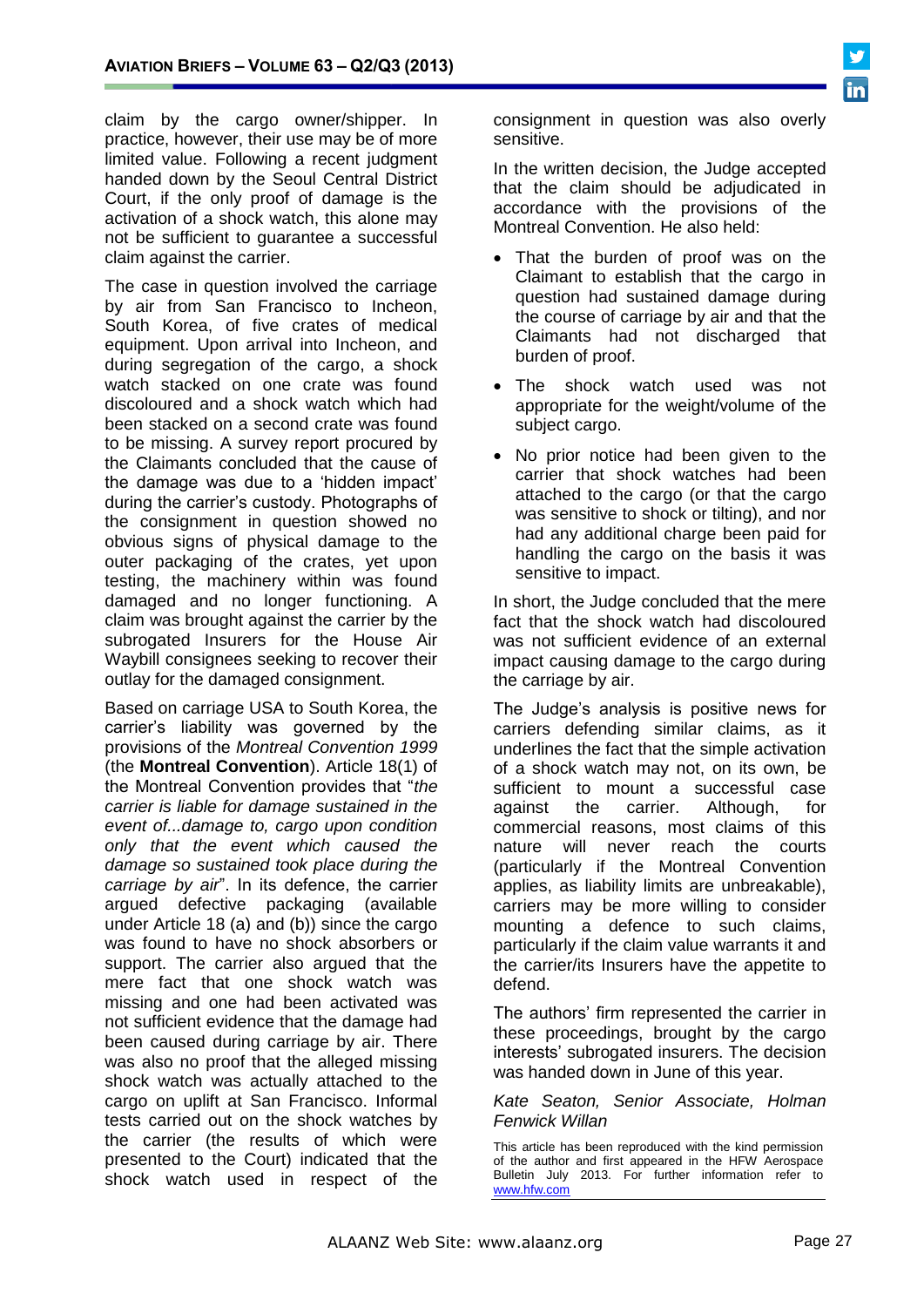claim by the cargo owner/shipper. In practice, however, their use may be of more limited value. Following a recent judgment handed down by the Seoul Central District Court, if the only proof of damage is the activation of a shock watch, this alone may not be sufficient to guarantee a successful claim against the carrier.

The case in question involved the carriage by air from San Francisco to Incheon, South Korea, of five crates of medical equipment. Upon arrival into Incheon, and during segregation of the cargo, a shock watch stacked on one crate was found discoloured and a shock watch which had been stacked on a second crate was found to be missing. A survey report procured by the Claimants concluded that the cause of the damage was due to a 'hidden impact' during the carrier's custody. Photographs of the consignment in question showed no obvious signs of physical damage to the outer packaging of the crates, yet upon testing, the machinery within was found damaged and no longer functioning. A claim was brought against the carrier by the subrogated Insurers for the House Air Waybill consignees seeking to recover their outlay for the damaged consignment.

Based on carriage USA to South Korea, the carrier's liability was governed by the provisions of the *Montreal Convention 1999* (the **Montreal Convention**). Article 18(1) of the Montreal Convention provides that "*the carrier is liable for damage sustained in the event of...damage to, cargo upon condition only that the event which caused the damage so sustained took place during the carriage by air*". In its defence, the carrier argued defective packaging (available under Article 18 (a) and (b)) since the cargo was found to have no shock absorbers or support. The carrier also argued that the mere fact that one shock watch was missing and one had been activated was not sufficient evidence that the damage had been caused during carriage by air. There was also no proof that the alleged missing shock watch was actually attached to the cargo on uplift at San Francisco. Informal tests carried out on the shock watches by the carrier (the results of which were presented to the Court) indicated that the shock watch used in respect of the consignment in question was also overly sensitive.

In the written decision, the Judge accepted that the claim should be adjudicated in accordance with the provisions of the Montreal Convention. He also held:

- That the burden of proof was on the Claimant to establish that the cargo in question had sustained damage during the course of carriage by air and that the Claimants had not discharged that burden of proof.
- The shock watch used was not appropriate for the weight/volume of the subject cargo.
- No prior notice had been given to the carrier that shock watches had been attached to the cargo (or that the cargo was sensitive to shock or tilting), and nor had any additional charge been paid for handling the cargo on the basis it was sensitive to impact.

In short, the Judge concluded that the mere fact that the shock watch had discoloured was not sufficient evidence of an external impact causing damage to the cargo during the carriage by air.

The Judge's analysis is positive news for carriers defending similar claims, as it underlines the fact that the simple activation of a shock watch may not, on its own, be sufficient to mount a successful case against the carrier. Although, for commercial reasons, most claims of this nature will never reach the courts (particularly if the Montreal Convention applies, as liability limits are unbreakable), carriers may be more willing to consider mounting a defence to such claims, particularly if the claim value warrants it and the carrier/its Insurers have the appetite to defend.

The authors' firm represented the carrier in these proceedings, brought by the cargo interests' subrogated insurers. The decision was handed down in June of this year.

*Kate Seaton, Senior Associate, Holman Fenwick Willan*

This article has been reproduced with the kind permission of the author and first appeared in the HFW Aerospace Bulletin July 2013. For further information refer to www.hfw.com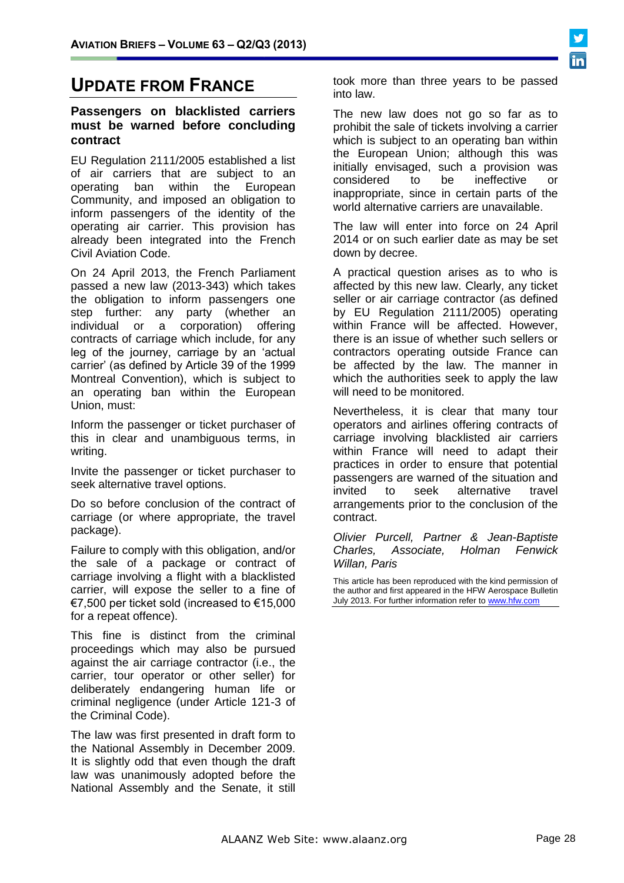# UPDATE FROM FRANCE

## Passengers on blacklisted carriers must be warned before concluding contract

EU Regulation 2111/2005 established a list of air carriers that are subject to an operating ban within the European Community, and imposed an obligation to inform passengers of the identity of the operating air carrier. This provision has already been integrated into the French Civil Aviation Code.

On 24 April 2013, the French Parliament passed a new law (2013-343) which takes the obligation to inform passengers one step further: any party (whether an individual or a corporation) offering contracts of carriage which include, for any leg of the journey, carriage by an 'actual carrier' (as defined by Article 39 of the 1999 Montreal Convention), which is subject to an operating ban within the European Union, must:

Inform the passenger or ticket purchaser of this in clear and unambiguous terms, in writing.

Invite the passenger or ticket purchaser to seek alternative travel options.

Do so before conclusion of the contract of carriage (or where appropriate, the travel package).

Failure to comply with this obligation, and/or the sale of a package or contract of carriage involving a flight with a blacklisted carrier, will expose the seller to a fine of €7,500 per ticket sold (increased to €15,000 for a repeat offence).

This fine is distinct from the criminal proceedings which may also be pursued against the air carriage contractor (i.e., the carrier, tour operator or other seller) for deliberately endangering human life or criminal negligence (under Article 121-3 of the Criminal Code).

The law was first presented in draft form to the National Assembly in December 2009. It is slightly odd that even though the draft law was unanimously adopted before the National Assembly and the Senate, it still took more than three years to be passed into law.

The new law does not go so far as to prohibit the sale of tickets involving a carrier which is subject to an operating ban within the European Union; although this was initially envisaged, such a provision was considered to be ineffective or inappropriate, since in certain parts of the world alternative carriers are unavailable.

The law will enter into force on 24 April 2014 or on such earlier date as may be set down by decree.

A practical question arises as to who is affected by this new law. Clearly, any ticket seller or air carriage contractor (as defined by EU Regulation 2111/2005) operating within France will be affected. However, there is an issue of whether such sellers or contractors operating outside France can be affected by the law. The manner in which the authorities seek to apply the law will need to be monitored.

Nevertheless, it is clear that many tour operators and airlines offering contracts of carriage involving blacklisted air carriers within France will need to adapt their practices in order to ensure that potential passengers are warned of the situation and invited to seek alternative travel arrangements prior to the conclusion of the contract.

*Olivier Purcell, Partner & Jean-Baptiste Charles, Associate, Holman Fenwick Willan, Paris*

This article has been reproduced with the kind permission of the author and first appeared in the HFW Aerospace Bulletin July 2013. For further information refer to www.hfw.com